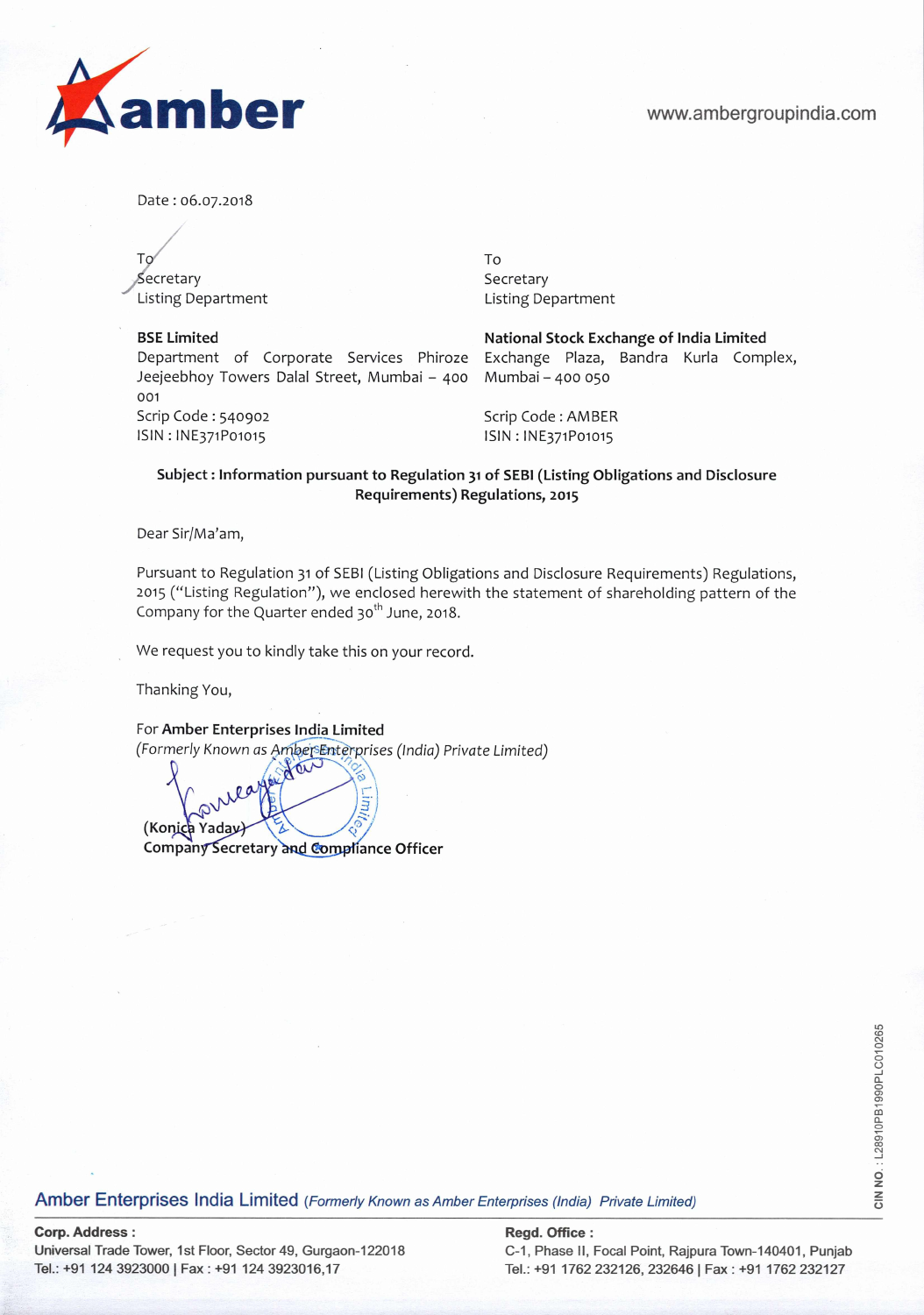amber

www.ambergroupindia.com

Date : 06.07.2018

To
Secretary
Listing Department

**BSE Limited**
Department of Corporate Services Phiroze Jeejeebhoy Towers Dalal Street, Mumbai – 400 001
Scrip Code : 540902
ISIN : INE371P01015

To
Secretary
Listing Department

**National Stock Exchange of India Limited**
Exchange Plaza, Bandra Kurla Complex, Mumbai – 400 050
Scrip Code : AMBER
ISIN : INE371P01015

**Subject : Information pursuant to Regulation 31 of SEBI (Listing Obligations and Disclosure Requirements) Regulations, 2015**

Dear Sir/Ma'am,

Pursuant to Regulation 31 of SEBI (Listing Obligations and Disclosure Requirements) Regulations, 2015 ("Listing Regulation"), we enclosed herewith the statement of shareholding pattern of the Company for the Quarter ended 30th June, 2018.

We request you to kindly take this on your record.

Thanking You,

For **Amber Enterprises India Limited**
*(Formerly Known as Amber Enterprises (India) Private Limited)*

**(Konica Yadav)**
**Company Secretary and Compliance Officer**

CIN NO. : L28910PB1990PLC010265

Amber Enterprises India Limited *(Formerly Known as Amber Enterprises (India) Private Limited)*

**Corp. Address :**
Universal Trade Tower, 1st Floor, Sector 49, Gurgaon-122018
Tel.: +91 124 3923000 | Fax : +91 124 3923016,17

**Regd. Office :**
C-1, Phase II, Focal Point, Rajpura Town-140401, Punjab
Tel.: +91 1762 232126, 232646 | Fax : +91 1762 232127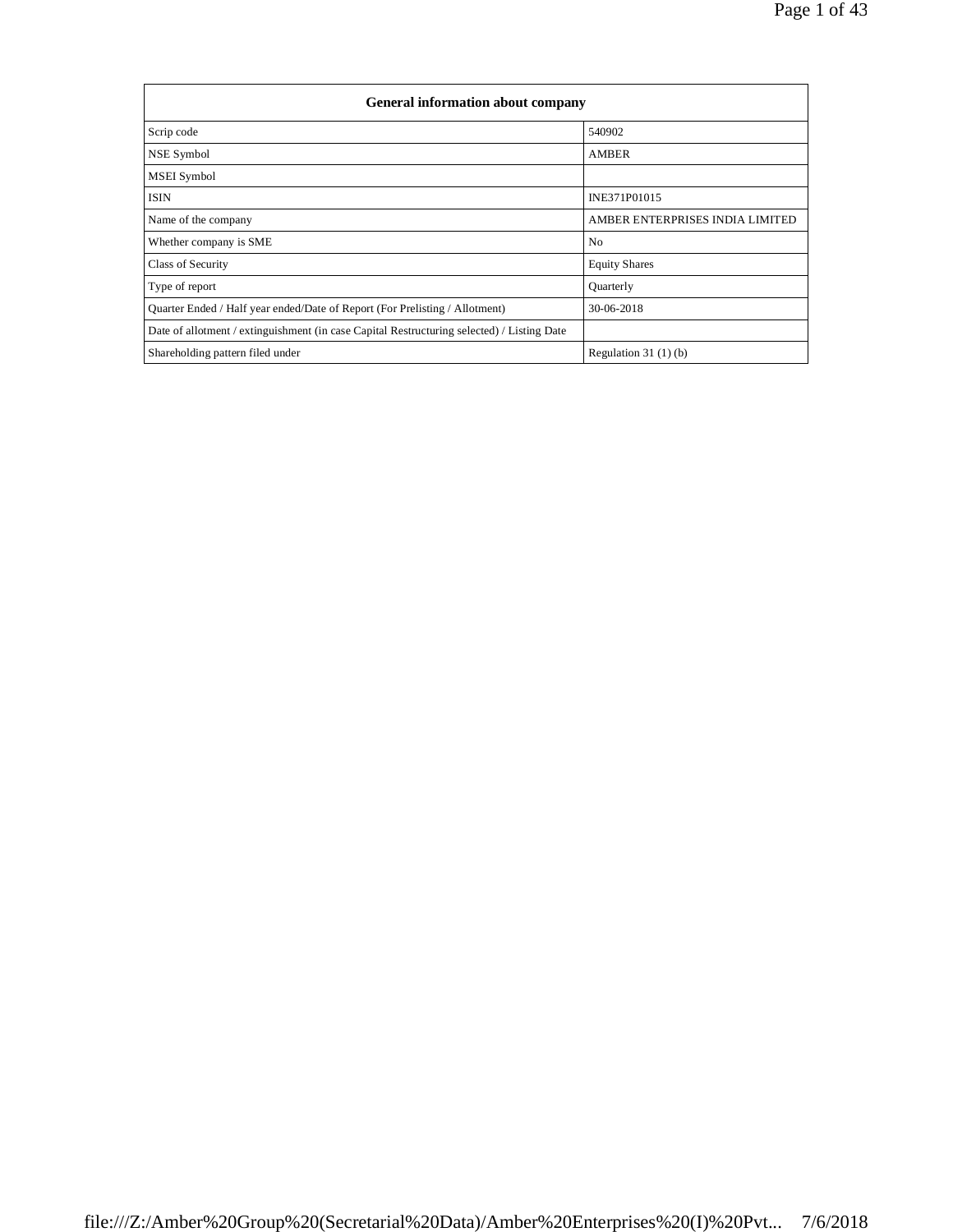| General information about company | |
|---|---|
| Scrip code | 540902 |
| NSE Symbol | AMBER |
| MSEI Symbol | |
| ISIN | INE371P01015 |
| Name of the company | AMBER ENTERPRISES INDIA LIMITED |
| Whether company is SME | No |
| Class of Security | Equity Shares |
| Type of report | Quarterly |
| Quarter Ended / Half year ended/Date of Report (For Prelisting / Allotment) | 30-06-2018 |
| Date of allotment / extinguishment (in case Capital Restructuring selected) / Listing Date | |
| Shareholding pattern filed under | Regulation 31 (1) (b) |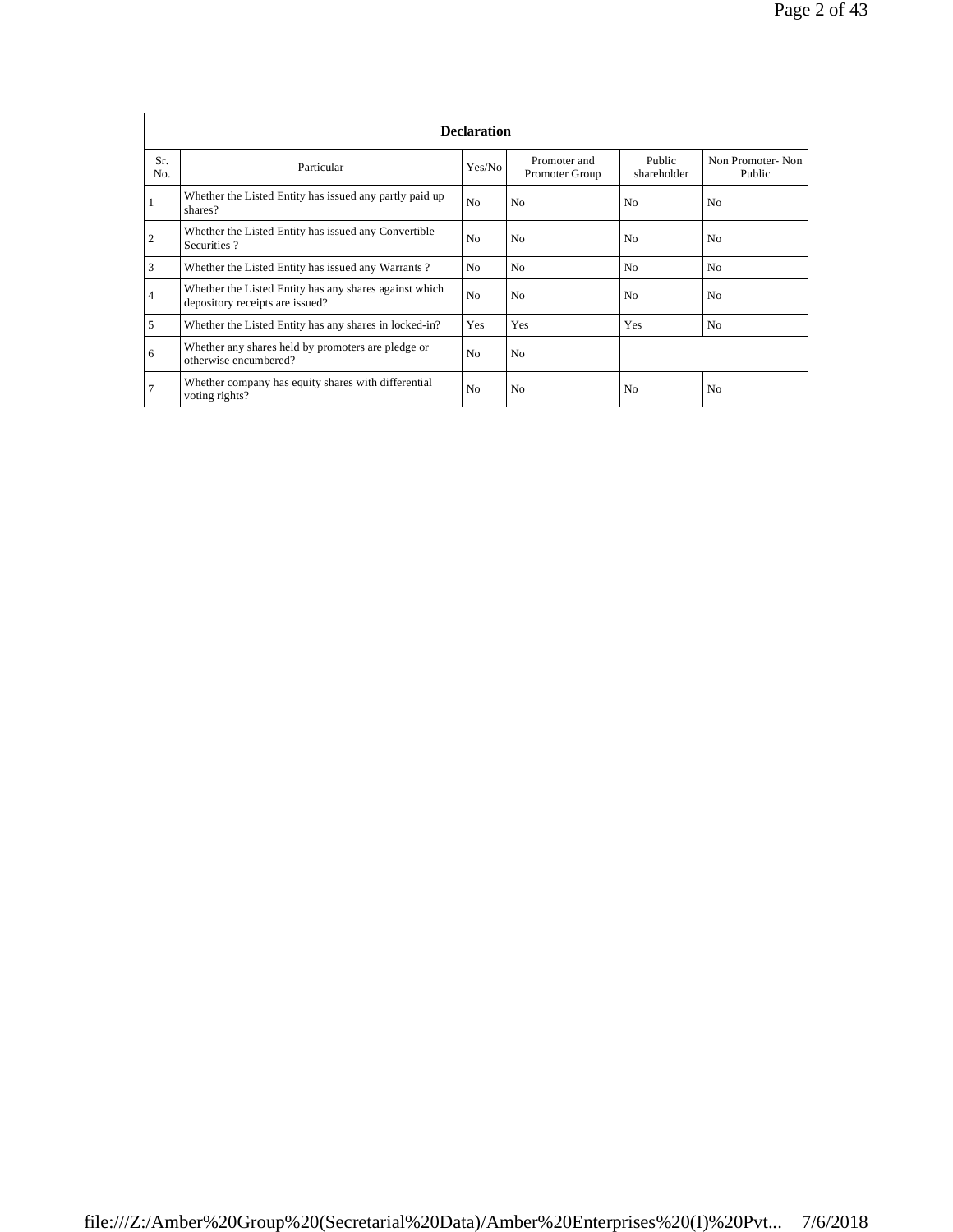| Declaration | | | | | |
|---|---|---|---|---|---|
| Sr. No. | Particular | Yes/No | Promoter and Promoter Group | Public shareholder | Non Promoter- Non Public |
| 1 | Whether the Listed Entity has issued any partly paid up shares? | No | No | No | No |
| 2 | Whether the Listed Entity has issued any Convertible Securities ? | No | No | No | No |
| 3 | Whether the Listed Entity has issued any Warrants ? | No | No | No | No |
| 4 | Whether the Listed Entity has any shares against which depository receipts are issued? | No | No | No | No |
| 5 | Whether the Listed Entity has any shares in locked-in? | Yes | Yes | Yes | No |
| 6 | Whether any shares held by promoters are pledge or otherwise encumbered? | No | No | | |
| 7 | Whether company has equity shares with differential voting rights? | No | No | No | No |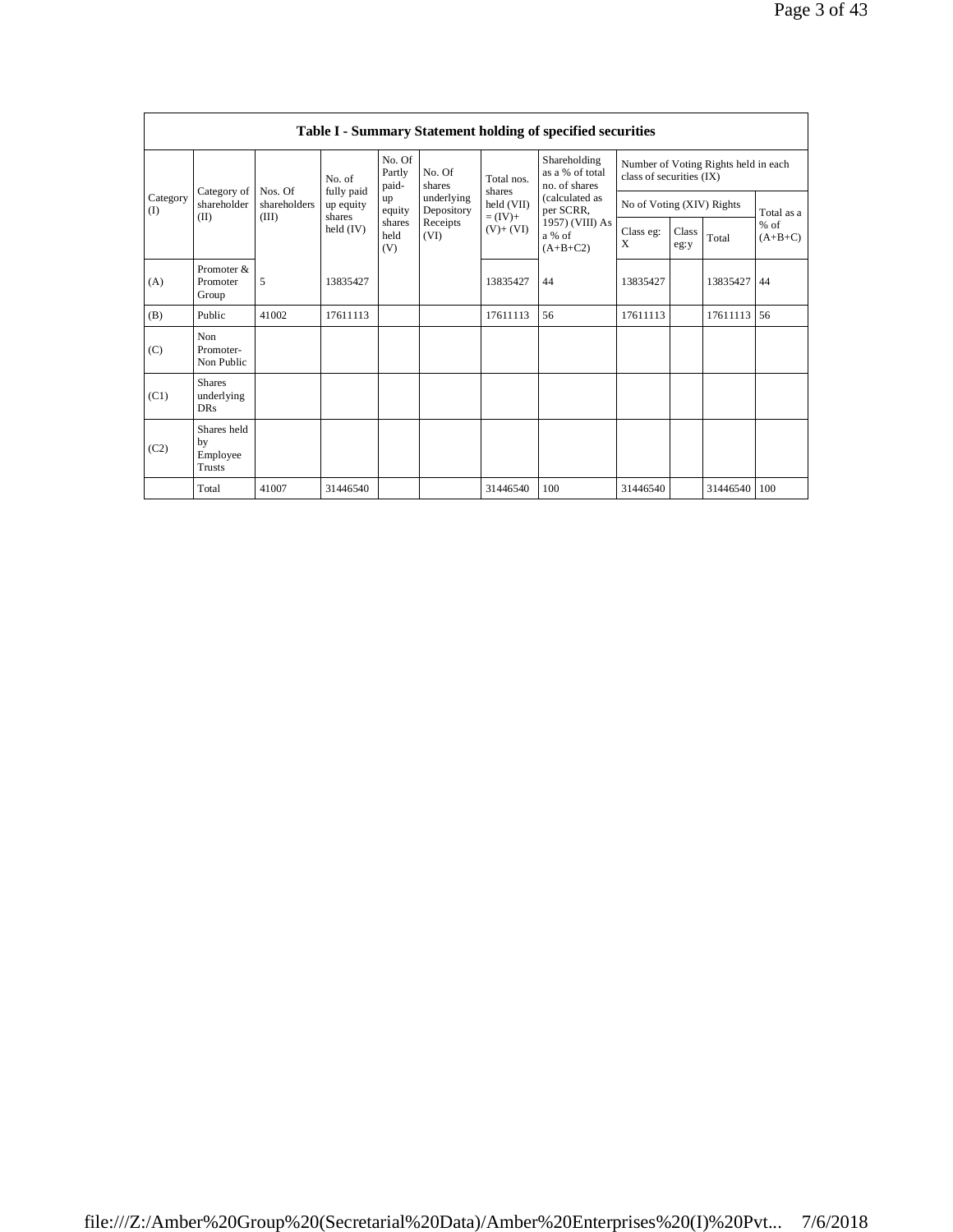| Table I - Summary Statement holding of specified securities | | | | | | | | | | | | |
|---|---|---|---|---|---|---|---|---|---|---|---|---|
| Category (I) | Category of shareholder (II) | Nos. Of shareholders (III) | No. of fully paid up equity shares held (IV) | No. Of Partly paid-up equity shares held (V) | No. Of shares underlying Depository Receipts (VI) | Total nos. shares held (VII) = (IV)+ (V)+ (VI) | Shareholding as a % of total no. of shares (calculated as per SCRR, 1957) (VIII) As a % of (A+B+C2) | Number of Voting Rights held in each class of securities (IX) | | | |
| | | | | | | | | No of Voting (XIV) Rights | | | Total as a % of (A+B+C) |
| | | | | | | | | Class eg: X | Class eg:y | Total | |
| (A) | Promoter & Promoter Group | 5 | 13835427 | | | 13835427 | 44 | 13835427 | | 13835427 | 44 |
| (B) | Public | 41002 | 17611113 | | | 17611113 | 56 | 17611113 | | 17611113 | 56 |
| (C) | Non Promoter- Non Public | | | | | | | | | | |
| (C1) | Shares underlying DRs | | | | | | | | | | |
| (C2) | Shares held by Employee Trusts | | | | | | | | | | |
| | Total | 41007 | 31446540 | | | 31446540 | 100 | 31446540 | | 31446540 | 100 |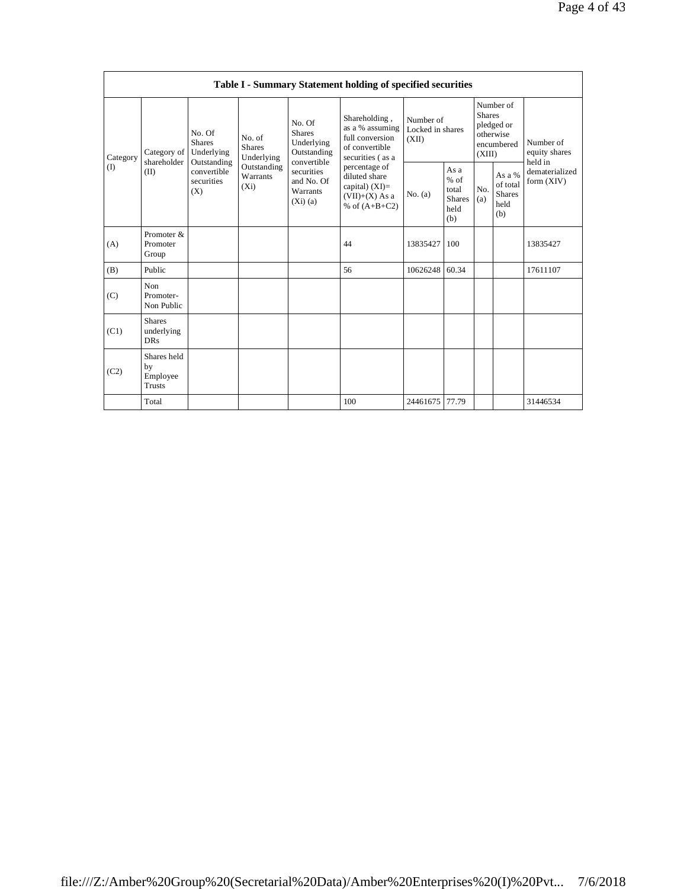| Table I - Summary Statement holding of specified securities | | | | | | | | | | | |
|---|---|---|---|---|---|---|---|---|---|---|---|
| Category (I) | Category of shareholder (II) | No. Of Shares Underlying Outstanding convertible securities (X) | No. of Shares Underlying Outstanding Warrants (Xi) | No. Of Shares Underlying Outstanding convertible securities and No. Of Warrants (Xi) (a) | Shareholding , as a % assuming full conversion of convertible securities ( as a percentage of diluted share capital) (XI)= (VII)+(X) As a % of (A+B+C2) | Number of Locked in shares (XII) | | Number of Shares pledged or otherwise encumbered (XIII) | | Number of equity shares held in dematerialized form (XIV) |
| | | | | | | No. (a) | As a % of total Shares held (b) | No. (a) | As a % of total Shares held (b) | |
| (A) | Promoter & Promoter Group | | | | 44 | 13835427 | 100 | | | 13835427 |
| (B) | Public | | | | 56 | 10626248 | 60.34 | | | 17611107 |
| (C) | Non Promoter- Non Public | | | | | | | | | |
| (C1) | Shares underlying DRs | | | | | | | | | |
| (C2) | Shares held by Employee Trusts | | | | | | | | | |
| | Total | | | | 100 | 24461675 | 77.79 | | | 31446534 |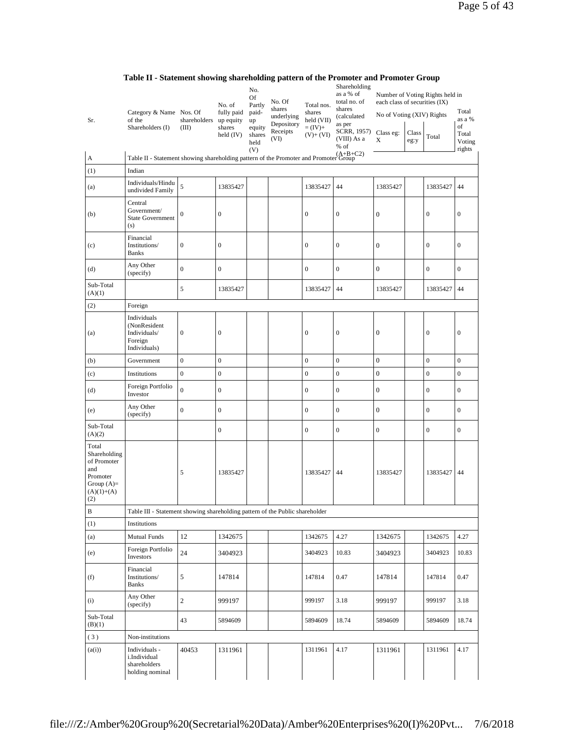## Table II - Statement showing shareholding pattern of the Promoter and Promoter Group

| Sr. | Category & Name of the Shareholders (I) | Nos. Of shareholders (III) | No. of fully paid up equity shares held (IV) | No. Of Partly paid-up equity shares held (V) | No. Of shares underlying Depository Receipts (VI) | Total nos. shares held (VII) = (IV)+ (V)+ (VI) | Shareholding as a % of total no. of shares (calculated as per SCRR, 1957) (VIII) As a % of (A+B+C2) | Number of Voting Rights held in each class of securities (IX) | | | |
|---|---|---|---|---|---|---|---|---|---|---|---|
| | | | | | | | | No of Voting (XIV) Rights | | | Total as a % of Total Voting rights |
| | | | | | | | | Class eg: X | Class eg:y | Total | |
| A | Table II - Statement showing shareholding pattern of the Promoter and Promoter Group | | | | | | | | | | |
| (1) | Indian | | | | | | | | | | |
| (a) | Individuals/Hindu undivided Family | 5 | 13835427 | | | 13835427 | 44 | 13835427 | | 13835427 | 44 |
| (b) | Central Government/ State Government (s) | 0 | 0 | | | 0 | 0 | 0 | | 0 | 0 |
| (c) | Financial Institutions/ Banks | 0 | 0 | | | 0 | 0 | 0 | | 0 | 0 |
| (d) | Any Other (specify) | 0 | 0 | | | 0 | 0 | 0 | | 0 | 0 |
| Sub-Total (A)(1) | | 5 | 13835427 | | | 13835427 | 44 | 13835427 | | 13835427 | 44 |
| (2) | Foreign | | | | | | | | | | |
| (a) | Individuals (NonResident Individuals/ Foreign Individuals) | 0 | 0 | | | 0 | 0 | 0 | | 0 | 0 |
| (b) | Government | 0 | 0 | | | 0 | 0 | 0 | | 0 | 0 |
| (c) | Institutions | 0 | 0 | | | 0 | 0 | 0 | | 0 | 0 |
| (d) | Foreign Portfolio Investor | 0 | 0 | | | 0 | 0 | 0 | | 0 | 0 |
| (e) | Any Other (specify) | 0 | 0 | | | 0 | 0 | 0 | | 0 | 0 |
| Sub-Total (A)(2) | | | 0 | | | 0 | 0 | 0 | | 0 | 0 |
| Total Shareholding of Promoter and Promoter Group (A)= (A)(1)+(A)(2) | | 5 | 13835427 | | | 13835427 | 44 | 13835427 | | 13835427 | 44 |
| B | Table III - Statement showing shareholding pattern of the Public shareholder | | | | | | | | | | |
| (1) | Institutions | | | | | | | | | | |
| (a) | Mutual Funds | 12 | 1342675 | | | 1342675 | 4.27 | 1342675 | | 1342675 | 4.27 |
| (e) | Foreign Portfolio Investors | 24 | 3404923 | | | 3404923 | 10.83 | 3404923 | | 3404923 | 10.83 |
| (f) | Financial Institutions/ Banks | 5 | 147814 | | | 147814 | 0.47 | 147814 | | 147814 | 0.47 |
| (i) | Any Other (specify) | 2 | 999197 | | | 999197 | 3.18 | 999197 | | 999197 | 3.18 |
| Sub-Total (B)(1) | | 43 | 5894609 | | | 5894609 | 18.74 | 5894609 | | 5894609 | 18.74 |
| (3) | Non-institutions | | | | | | | | | | |
| (a(i)) | Individuals - i.Individual shareholders holding nominal | 40453 | 1311961 | | | 1311961 | 4.17 | 1311961 | | 1311961 | 4.17 |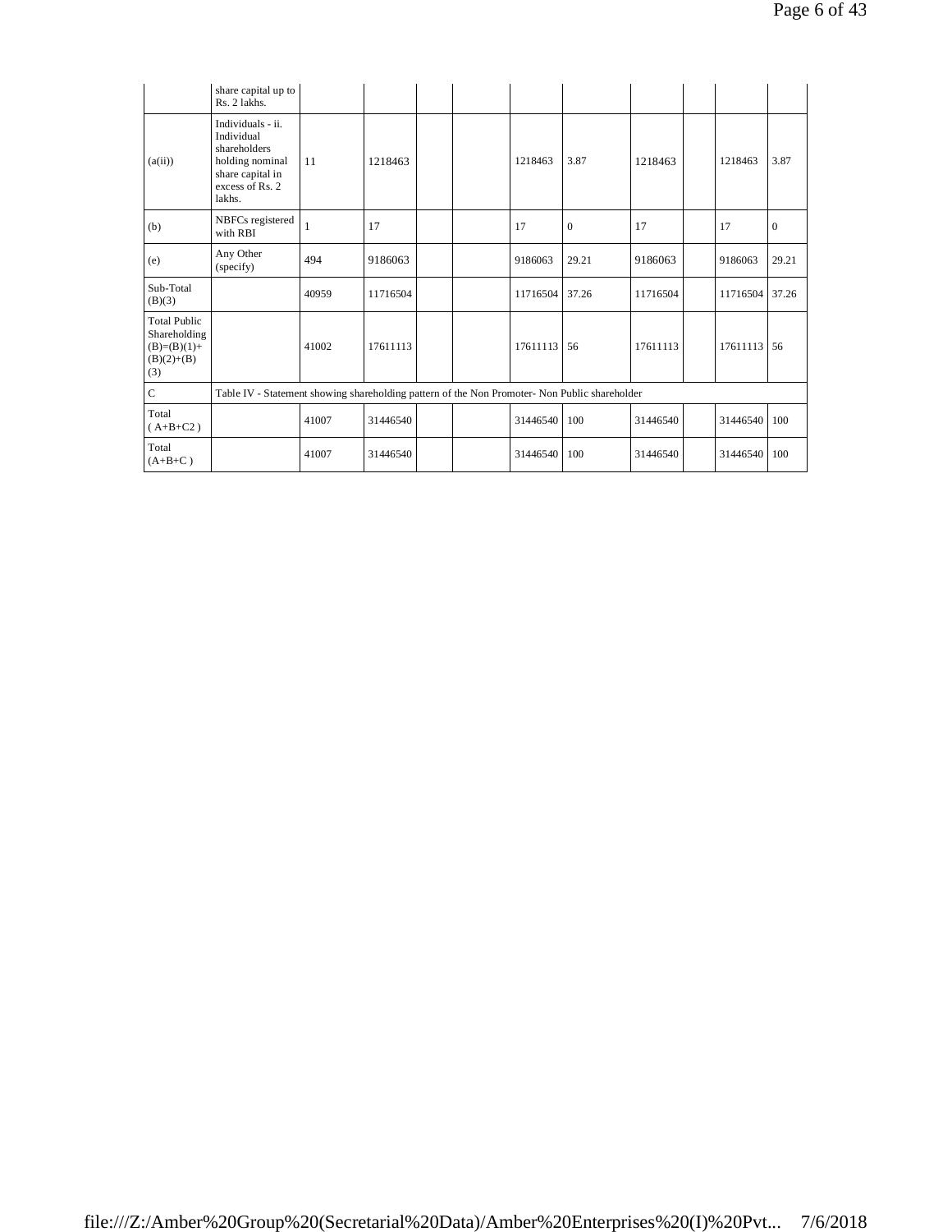| | share capital up to Rs. 2 lakhs. | | | | | | | | | | |
|---|---|---|---|---|---|---|---|---|---|---|---|
| (a(ii)) | Individuals - ii. Individual shareholders holding nominal share capital in excess of Rs. 2 lakhs. | 11 | 1218463 | | | 1218463 | 3.87 | 1218463 | | 1218463 | 3.87 |
| (b) | NBFCs registered with RBI | 1 | 17 | | | 17 | 0 | 17 | | 17 | 0 |
| (e) | Any Other (specify) | 494 | 9186063 | | | 9186063 | 29.21 | 9186063 | | 9186063 | 29.21 |
| Sub-Total (B)(3) | | 40959 | 11716504 | | | 11716504 | 37.26 | 11716504 | | 11716504 | 37.26 |
| Total Public Shareholding (B)=(B)(1)+(B)(2)+(B)(3) | | 41002 | 17611113 | | | 17611113 | 56 | 17611113 | | 17611113 | 56 |
| C | Table IV - Statement showing shareholding pattern of the Non Promoter- Non Public shareholder | | | | | | | | | | |
| Total ( A+B+C2 ) | | 41007 | 31446540 | | | 31446540 | 100 | 31446540 | | 31446540 | 100 |
| Total (A+B+C ) | | 41007 | 31446540 | | | 31446540 | 100 | 31446540 | | 31446540 | 100 |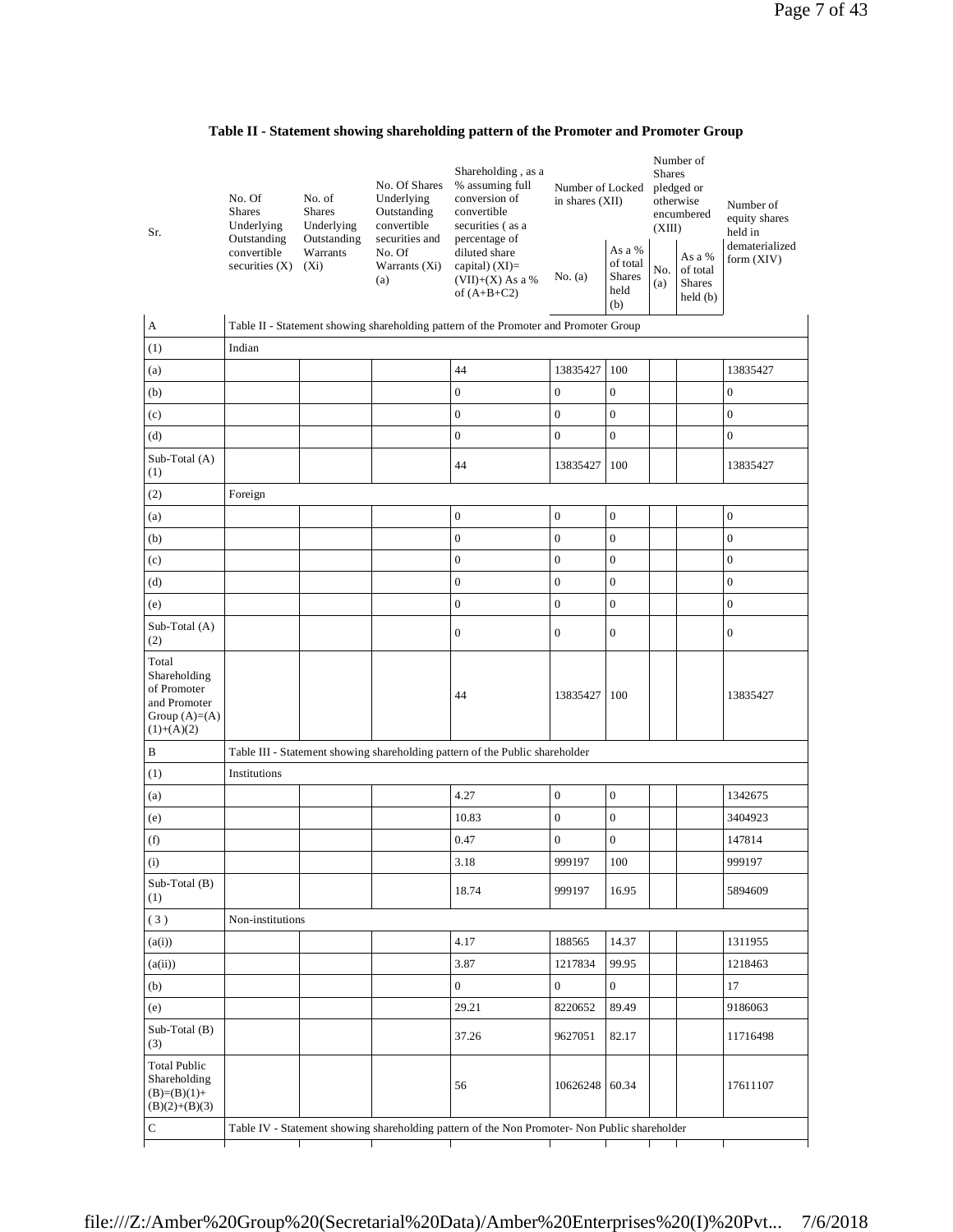## Table II - Statement showing shareholding pattern of the Promoter and Promoter Group

| Sr. | No. Of Shares Underlying Outstanding convertible securities (X) | No. of Shares Underlying Outstanding Warrants (Xi) | No. Of Shares Underlying Outstanding convertible securities and No. Of Warrants (Xi) (a) | Shareholding , as a % assuming full conversion of convertible securities ( as a percentage of diluted share capital) (XI)= (VII)+(X) As a % of (A+B+C2) | Number of Locked in shares (XII) | | Number of Shares pledged or otherwise encumbered (XIII) | | Number of equity shares held in dematerialized form (XIV) |
|---|---|---|---|---|---|---|---|---|---|
| | | | | | No. (a) | As a % of total Shares held (b) | No. (a) | As a % of total Shares held (b) | |
| A | Table II - Statement showing shareholding pattern of the Promoter and Promoter Group | | | | | | | | |
| (1) | Indian | | | | | | | | |
| (a) | | | | 44 | 13835427 | 100 | | | 13835427 |
| (b) | | | | 0 | 0 | 0 | | | 0 |
| (c) | | | | 0 | 0 | 0 | | | 0 |
| (d) | | | | 0 | 0 | 0 | | | 0 |
| Sub-Total (A) (1) | | | | 44 | 13835427 | 100 | | | 13835427 |
| (2) | Foreign | | | | | | | | |
| (a) | | | | 0 | 0 | 0 | | | 0 |
| (b) | | | | 0 | 0 | 0 | | | 0 |
| (c) | | | | 0 | 0 | 0 | | | 0 |
| (d) | | | | 0 | 0 | 0 | | | 0 |
| (e) | | | | 0 | 0 | 0 | | | 0 |
| Sub-Total (A) (2) | | | | 0 | 0 | 0 | | | 0 |
| Total Shareholding of Promoter and Promoter Group (A)=(A)(1)+(A)(2) | | | | 44 | 13835427 | 100 | | | 13835427 |
| B | Table III - Statement showing shareholding pattern of the Public shareholder | | | | | | | | |
| (1) | Institutions | | | | | | | | |
| (a) | | | | 4.27 | 0 | 0 | | | 1342675 |
| (e) | | | | 10.83 | 0 | 0 | | | 3404923 |
| (f) | | | | 0.47 | 0 | 0 | | | 147814 |
| (i) | | | | 3.18 | 999197 | 100 | | | 999197 |
| Sub-Total (B) (1) | | | | 18.74 | 999197 | 16.95 | | | 5894609 |
| ( 3 ) | Non-institutions | | | | | | | | |
| (a(i)) | | | | 4.17 | 188565 | 14.37 | | | 1311955 |
| (a(ii)) | | | | 3.87 | 1217834 | 99.95 | | | 1218463 |
| (b) | | | | 0 | 0 | 0 | | | 17 |
| (e) | | | | 29.21 | 8220652 | 89.49 | | | 9186063 |
| Sub-Total (B) (3) | | | | 37.26 | 9627051 | 82.17 | | | 11716498 |
| Total Public Shareholding (B)=(B)(1)+(B)(2)+(B)(3) | | | | 56 | 10626248 | 60.34 | | | 17611107 |
| C | Table IV - Statement showing shareholding pattern of the Non Promoter- Non Public shareholder | | | | | | | | |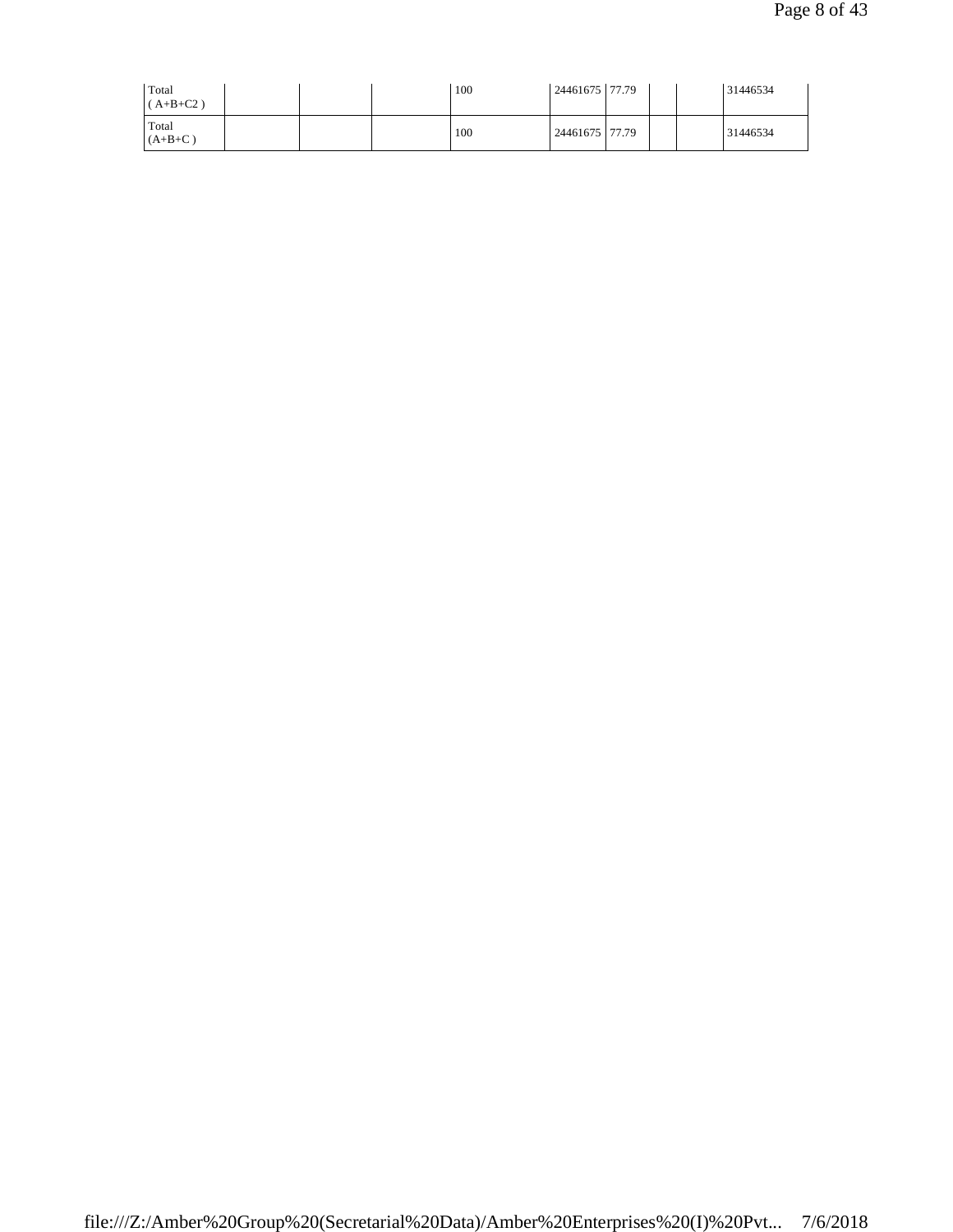| | | | | | | | | | |
|---|---|---|---|---|---|---|---|---|---|
| Total ( A+B+C2 ) | | | | 100 | 24461675 | 77.79 | | | 31446534 |
| Total (A+B+C ) | | | | 100 | 24461675 | 77.79 | | | 31446534 |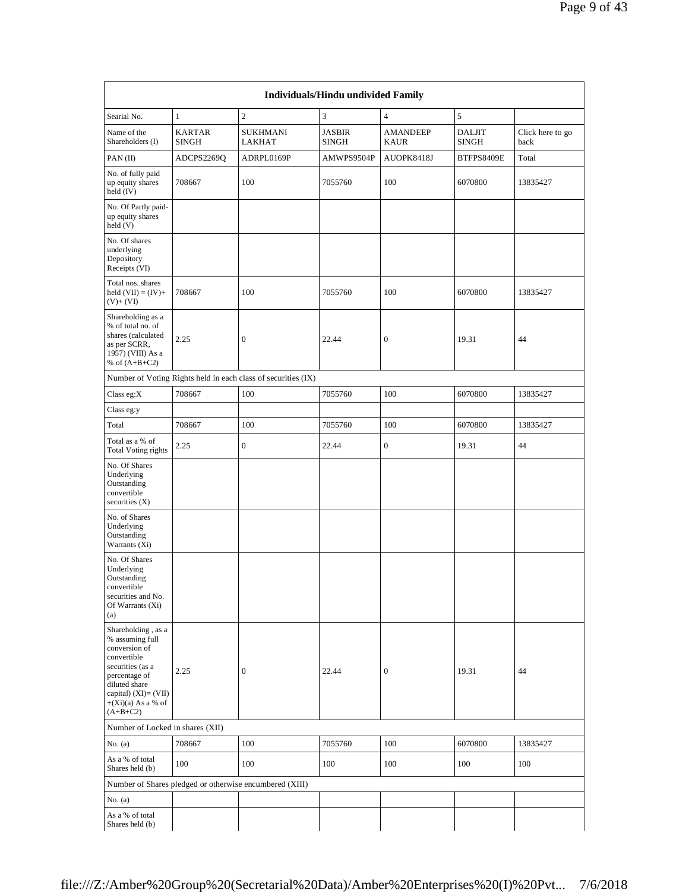| Individuals/Hindu undivided Family | | | | | | |
|---|---|---|---|---|---|---|
| Searial No. | 1 | 2 | 3 | 4 | 5 | |
| Name of the Shareholders (I) | KARTAR SINGH | SUKHMANI LAKHAT | JASBIR SINGH | AMANDEEP KAUR | DALJIT SINGH | Click here to go back |
| PAN (II) | ADCPS2269Q | ADRPL0169P | AMWPS9504P | AUOPK8418J | BTFPS8409E | Total |
| No. of fully paid up equity shares held (IV) | 708667 | 100 | 7055760 | 100 | 6070800 | 13835427 |
| No. Of Partly paid-up equity shares held (V) | | | | | | |
| No. Of shares underlying Depository Receipts (VI) | | | | | | |
| Total nos. shares held (VII) = (IV)+ (V)+ (VI) | 708667 | 100 | 7055760 | 100 | 6070800 | 13835427 |
| Shareholding as a % of total no. of shares (calculated as per SCRR, 1957) (VIII) As a % of (A+B+C2) | 2.25 | 0 | 22.44 | 0 | 19.31 | 44 |
| Number of Voting Rights held in each class of securities (IX) | | | | | | |
| Class eg:X | 708667 | 100 | 7055760 | 100 | 6070800 | 13835427 |
| Class eg:y | | | | | | |
| Total | 708667 | 100 | 7055760 | 100 | 6070800 | 13835427 |
| Total as a % of Total Voting rights | 2.25 | 0 | 22.44 | 0 | 19.31 | 44 |
| No. Of Shares Underlying Outstanding convertible securities (X) | | | | | | |
| No. of Shares Underlying Outstanding Warrants (Xi) | | | | | | |
| No. Of Shares Underlying Outstanding convertible securities and No. Of Warrants (Xi) (a) | | | | | | |
| Shareholding , as a % assuming full conversion of convertible securities (as a percentage of diluted share capital) (XI)= (VII) +(Xi)(a) As a % of (A+B+C2) | 2.25 | 0 | 22.44 | 0 | 19.31 | 44 |
| Number of Locked in shares (XII) | | | | | | |
| No. (a) | 708667 | 100 | 7055760 | 100 | 6070800 | 13835427 |
| As a % of total Shares held (b) | 100 | 100 | 100 | 100 | 100 | 100 |
| Number of Shares pledged or otherwise encumbered (XIII) | | | | | | |
| No. (a) | | | | | | |
| As a % of total Shares held (b) | | | | | | |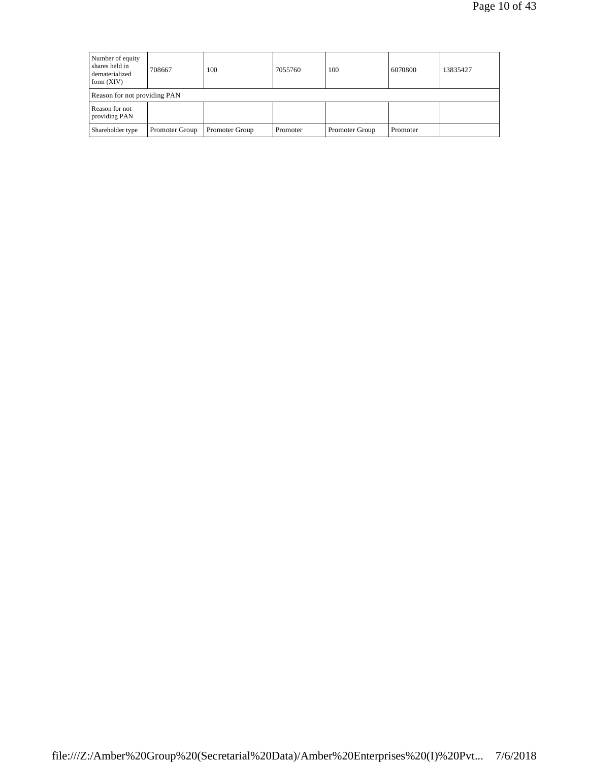| Number of equity shares held in dematerialized form (XIV) | 708667 | 100 | 7055760 | 100 | 6070800 | 13835427 |
|---|---|---|---|---|---|---|
| Reason for not providing PAN | | | | | | |
| Reason for not providing PAN | | | | | | |
| Shareholder type | Promoter Group | Promoter Group | Promoter | Promoter Group | Promoter | |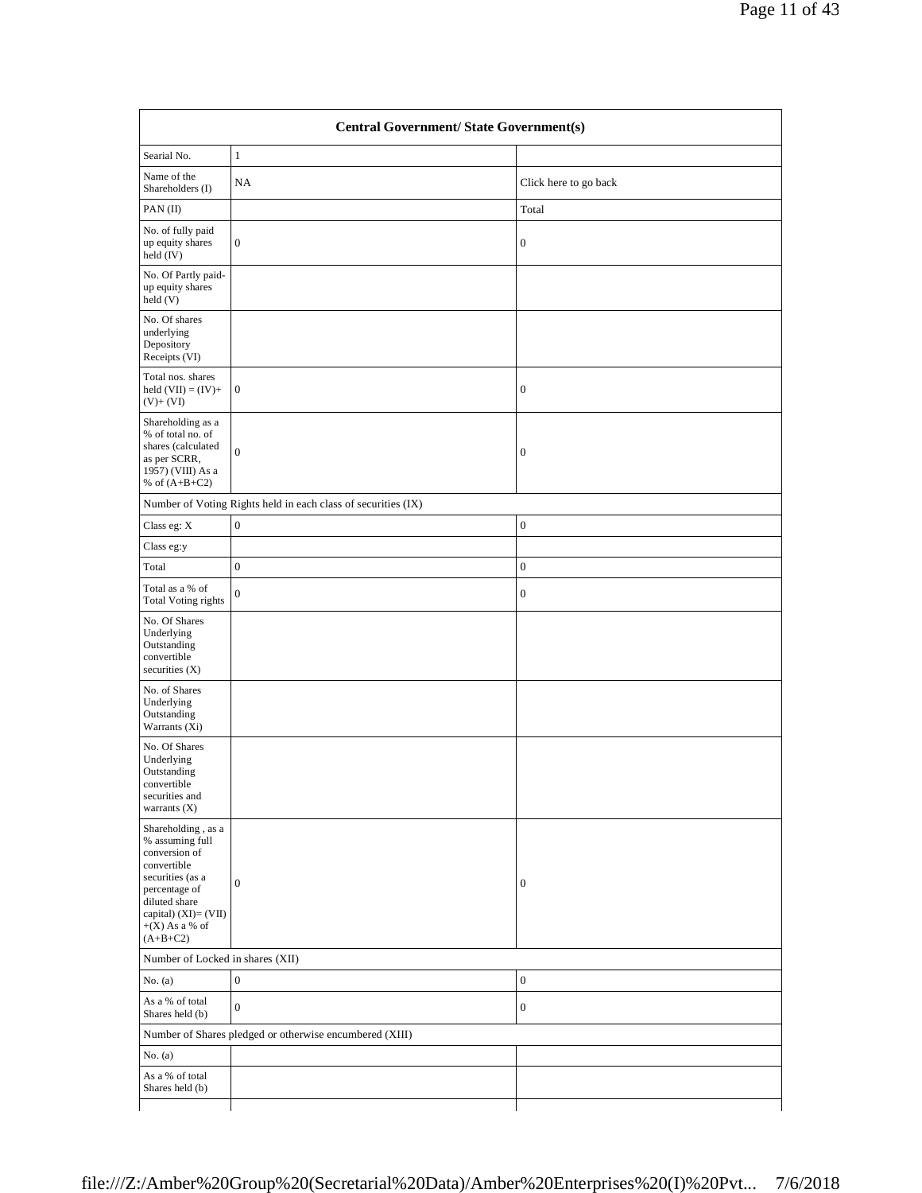| Central Government/ State Government(s) | | |
|---|---|---|
| Searial No. | 1 | |
| Name of the Shareholders (I) | NA | Click here to go back |
| PAN (II) | | Total |
| No. of fully paid up equity shares held (IV) | 0 | 0 |
| No. Of Partly paid-up equity shares held (V) | | |
| No. Of shares underlying Depository Receipts (VI) | | |
| Total nos. shares held (VII) = (IV)+ (V)+ (VI) | 0 | 0 |
| Shareholding as a % of total no. of shares (calculated as per SCRR, 1957) (VIII) As a % of (A+B+C2) | 0 | 0 |
| Number of Voting Rights held in each class of securities (IX) | | |
| Class eg: X | 0 | 0 |
| Class eg:y | | |
| Total | 0 | 0 |
| Total as a % of Total Voting rights | 0 | 0 |
| No. Of Shares Underlying Outstanding convertible securities (X) | | |
| No. of Shares Underlying Outstanding Warrants (Xi) | | |
| No. Of Shares Underlying Outstanding convertible securities and warrants (X) | | |
| Shareholding , as a % assuming full conversion of convertible securities (as a percentage of diluted share capital) (XI)= (VII)+(X) As a % of (A+B+C2) | 0 | 0 |
| Number of Locked in shares (XII) | | |
| No. (a) | 0 | 0 |
| As a % of total Shares held (b) | 0 | 0 |
| Number of Shares pledged or otherwise encumbered (XIII) | | |
| No. (a) | | |
| As a % of total Shares held (b) | | |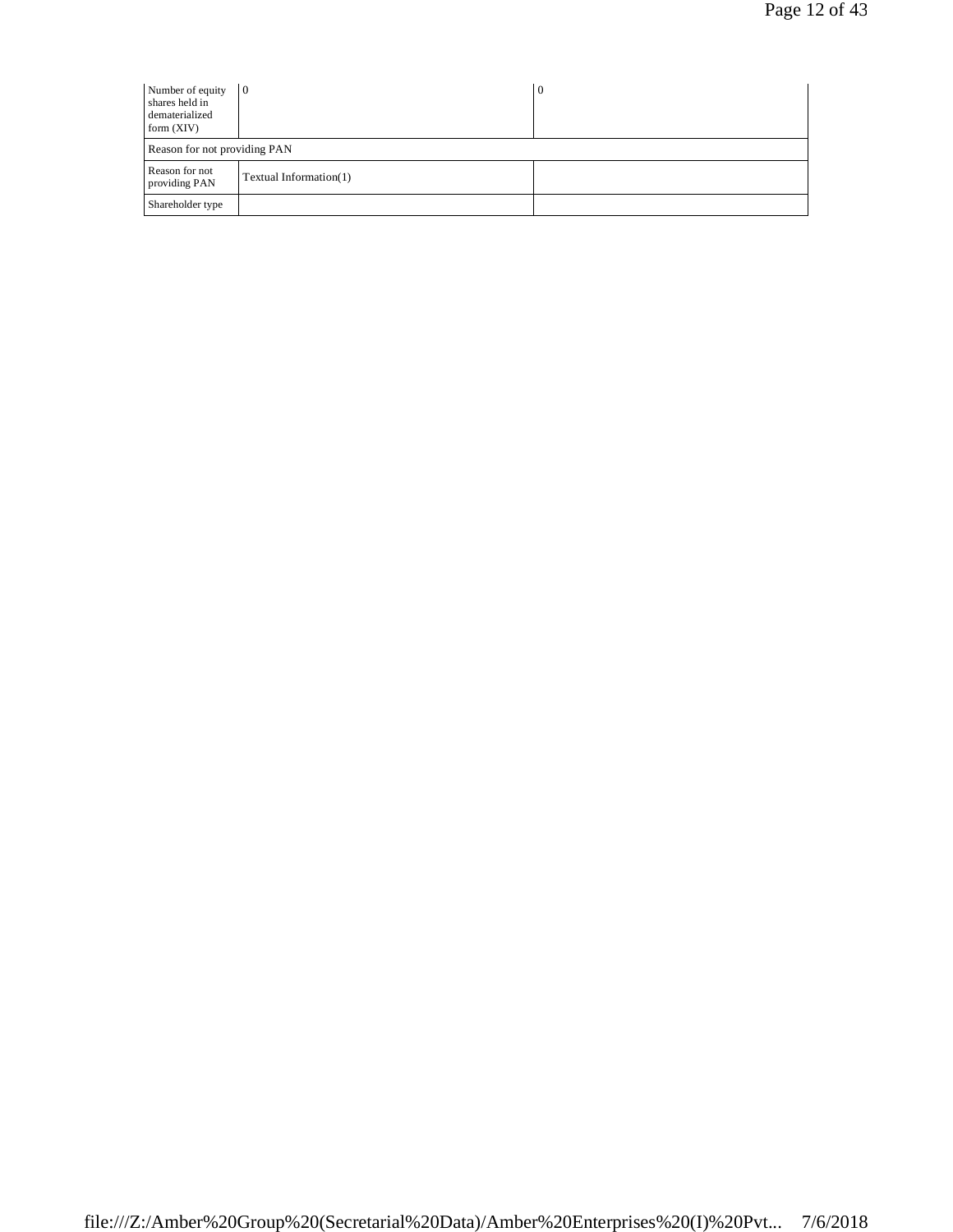| Number of equity shares held in dematerialized form (XIV) | 0 | 0 |
|---|---|---|
| Reason for not providing PAN | | |
| Reason for not providing PAN | Textual Information(1) | |
| Shareholder type | | |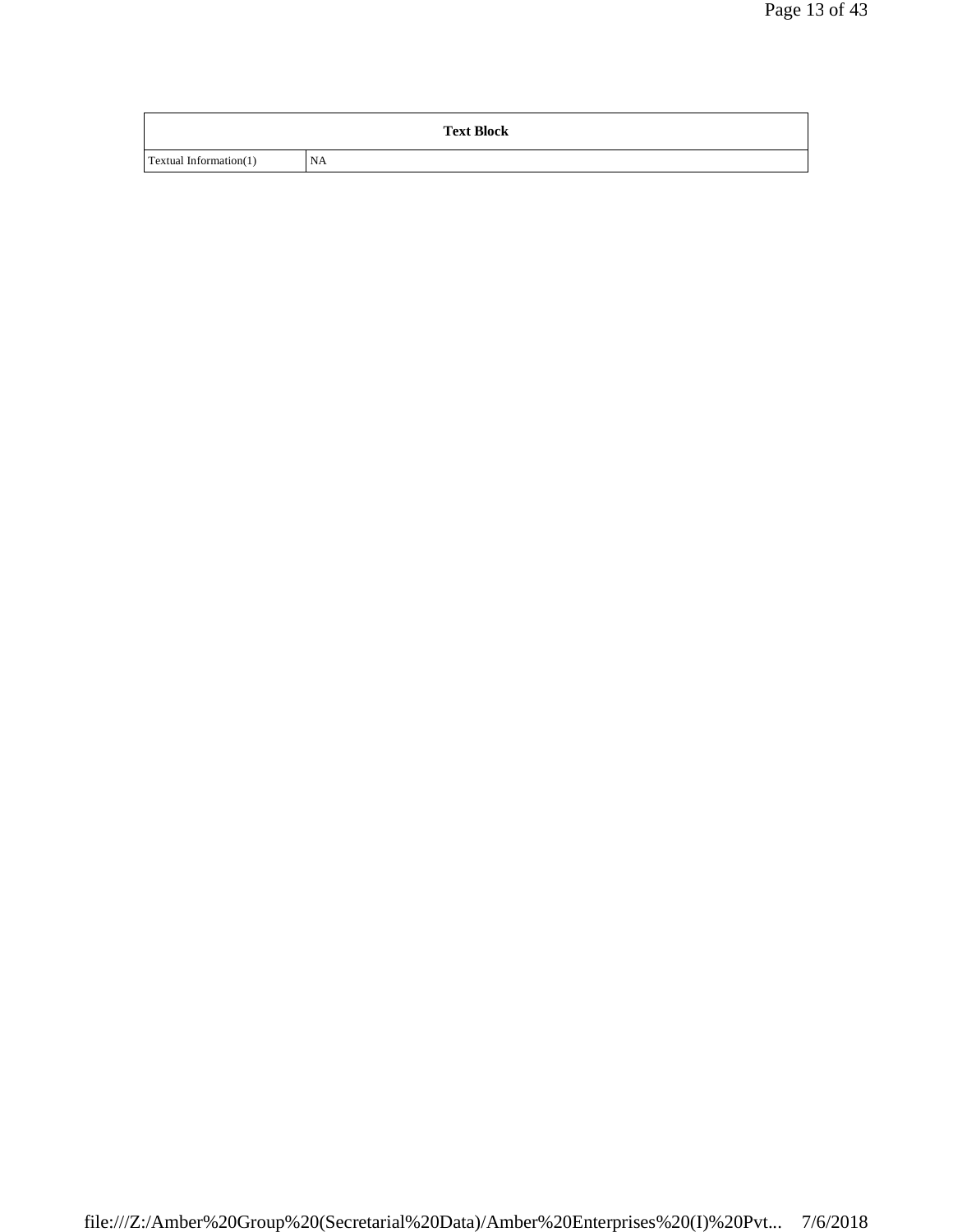| Text Block | |
|---|---|
| Textual Information(1) | NA |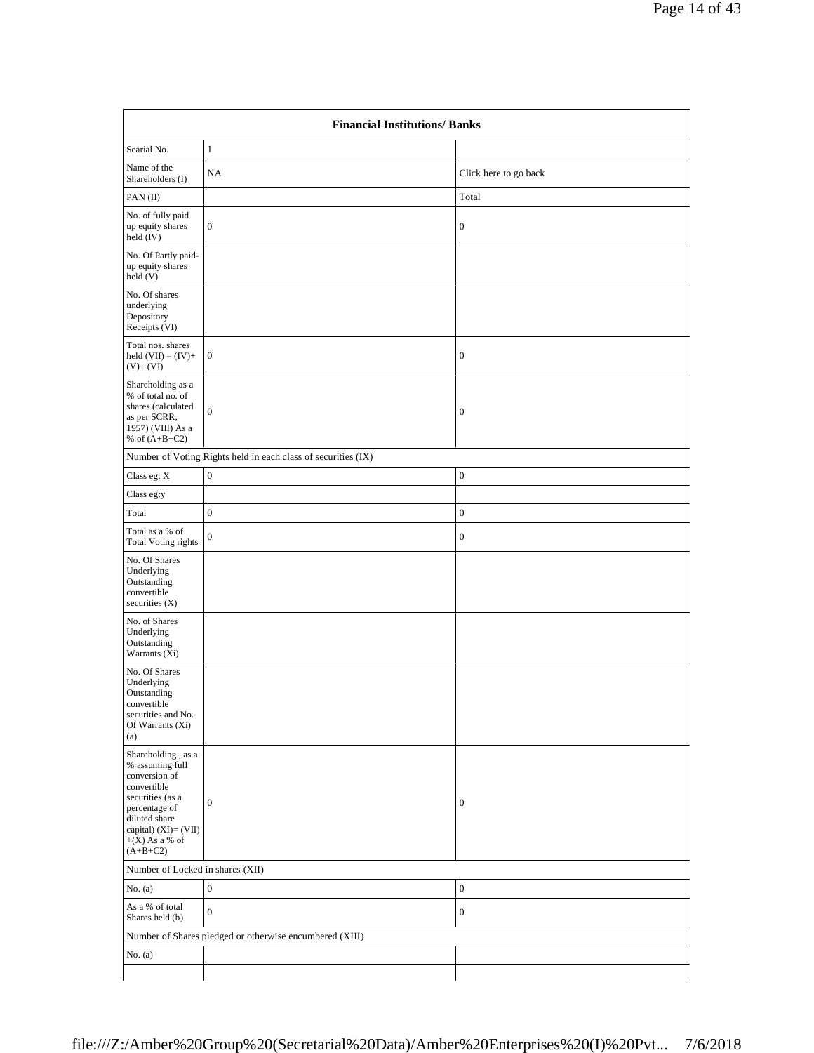| Financial Institutions/ Banks | | |
|---|---|---|
| Searial No. | 1 | |
| Name of the Shareholders (I) | NA | Click here to go back |
| PAN (II) | | Total |
| No. of fully paid up equity shares held (IV) | 0 | 0 |
| No. Of Partly paid-up equity shares held (V) | | |
| No. Of shares underlying Depository Receipts (VI) | | |
| Total nos. shares held (VII) = (IV)+ (V)+ (VI) | 0 | 0 |
| Shareholding as a % of total no. of shares (calculated as per SCRR, 1957) (VIII) As a % of (A+B+C2) | 0 | 0 |
| Number of Voting Rights held in each class of securities (IX) | | |
| Class eg: X | 0 | 0 |
| Class eg:y | | |
| Total | 0 | 0 |
| Total as a % of Total Voting rights | 0 | 0 |
| No. Of Shares Underlying Outstanding convertible securities (X) | | |
| No. of Shares Underlying Outstanding Warrants (Xi) | | |
| No. Of Shares Underlying Outstanding convertible securities and No. Of Warrants (Xi) (a) | | |
| Shareholding , as a % assuming full conversion of convertible securities (as a percentage of diluted share capital) (XI)= (VII) +(X) As a % of (A+B+C2) | 0 | 0 |
| Number of Locked in shares (XII) | | |
| No. (a) | 0 | 0 |
| As a % of total Shares held (b) | 0 | 0 |
| Number of Shares pledged or otherwise encumbered (XIII) | | |
| No. (a) | | |
| | | |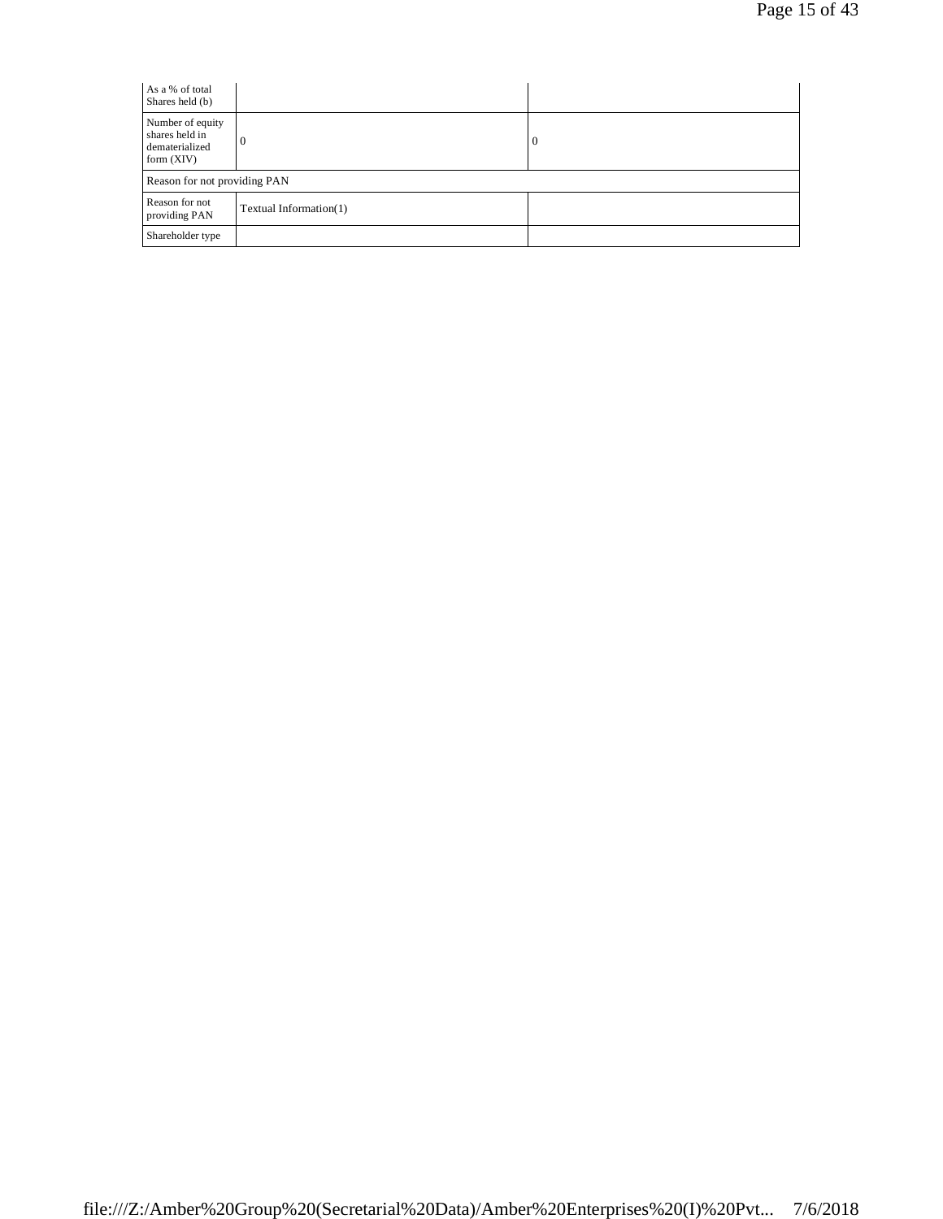| As a % of total Shares held (b) | | |
|---|---|---|
| Number of equity shares held in dematerialized form (XIV) | 0 | 0 |
| Reason for not providing PAN | | |
| Reason for not providing PAN | Textual Information(1) | |
| Shareholder type | | |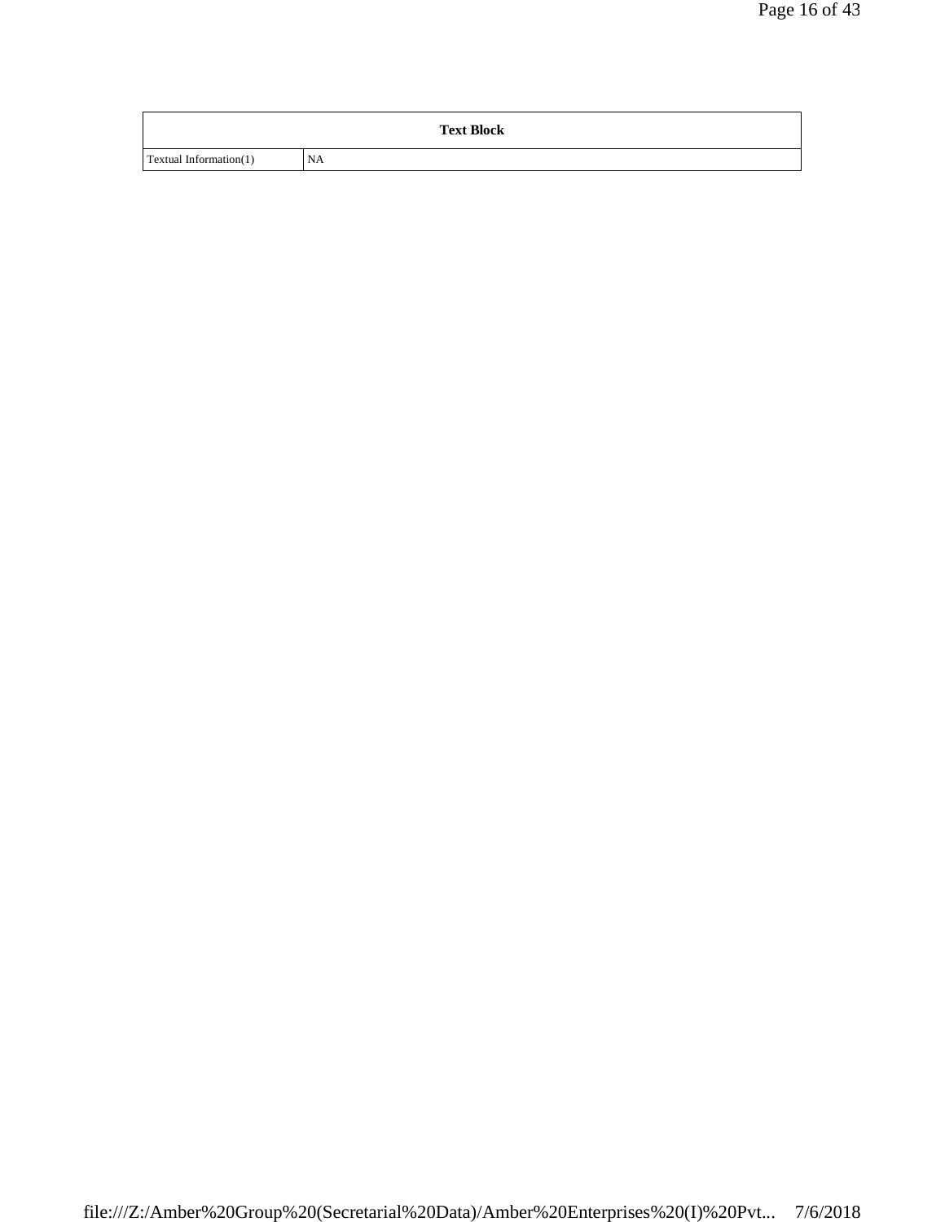| Text Block | |
|---|---|
| Textual Information(1) | NA |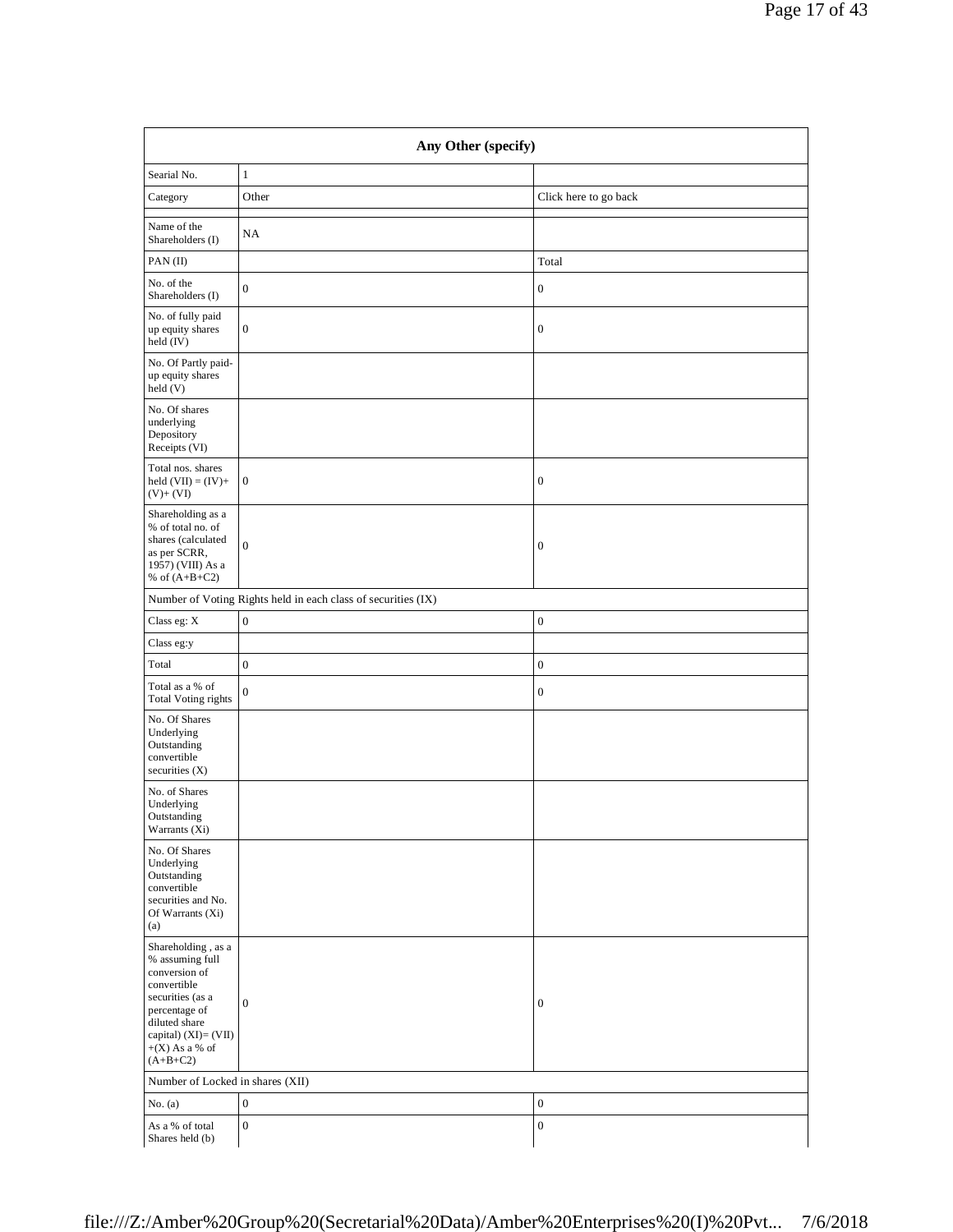| Any Other (specify) | | |
|---|---|---|
| Searial No. | 1 | |
| Category | Other | Click here to go back |
| Name of the Shareholders (I) | NA | |
| PAN (II) | | Total |
| No. of the Shareholders (I) | 0 | 0 |
| No. of fully paid up equity shares held (IV) | 0 | 0 |
| No. Of Partly paid-up equity shares held (V) | | |
| No. Of shares underlying Depository Receipts (VI) | | |
| Total nos. shares held (VII) = (IV)+ (V)+ (VI) | 0 | 0 |
| Shareholding as a % of total no. of shares (calculated as per SCRR, 1957) (VIII) As a % of (A+B+C2) | 0 | 0 |
| Number of Voting Rights held in each class of securities (IX) | | |
| Class eg: X | 0 | 0 |
| Class eg:y | | |
| Total | 0 | 0 |
| Total as a % of Total Voting rights | 0 | 0 |
| No. Of Shares Underlying Outstanding convertible securities (X) | | |
| No. of Shares Underlying Outstanding Warrants (Xi) | | |
| No. Of Shares Underlying Outstanding convertible securities and No. Of Warrants (Xi) (a) | | |
| Shareholding , as a % assuming full conversion of convertible securities (as a percentage of diluted share capital) (XI)= (VII) +(X) As a % of (A+B+C2) | 0 | 0 |
| Number of Locked in shares (XII) | | |
| No. (a) | 0 | 0 |
| As a % of total Shares held (b) | 0 | 0 |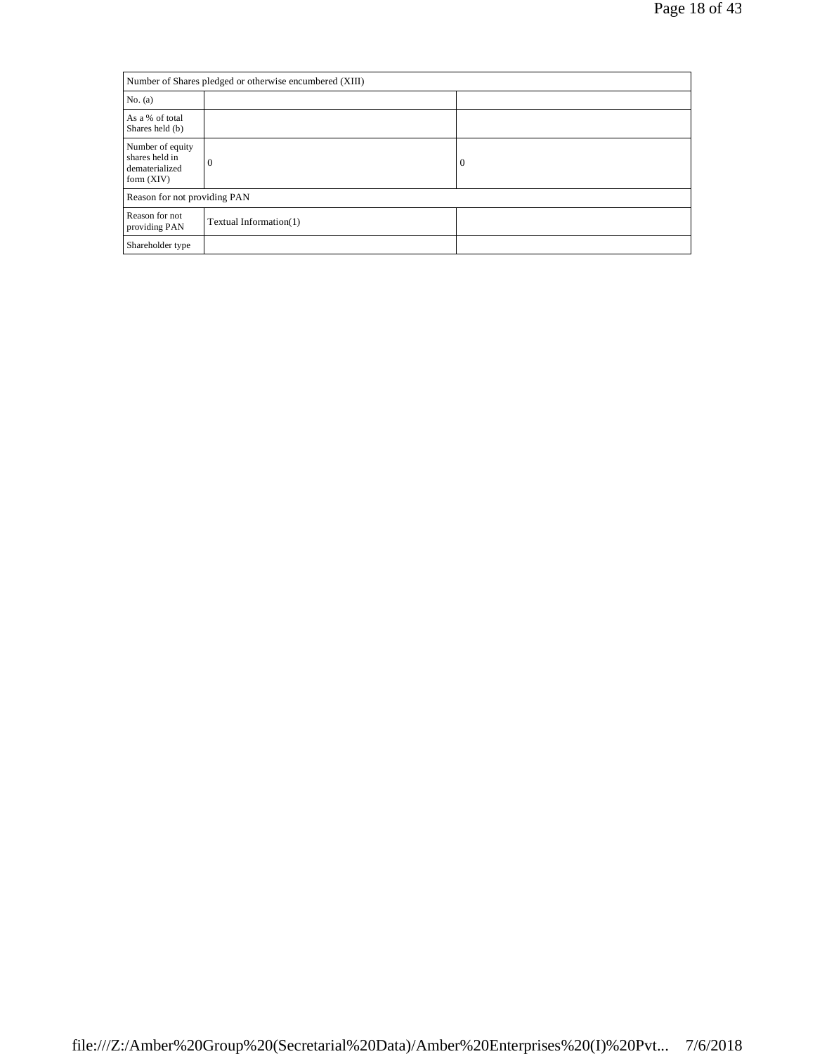| Number of Shares pledged or otherwise encumbered (XIII) | | |
|---|---|---|
| No. (a) | | |
| As a % of total Shares held (b) | | |
| Number of equity shares held in dematerialized form (XIV) | 0 | 0 |
| Reason for not providing PAN | | |
| Reason for not providing PAN | Textual Information(1) | |
| Shareholder type | | |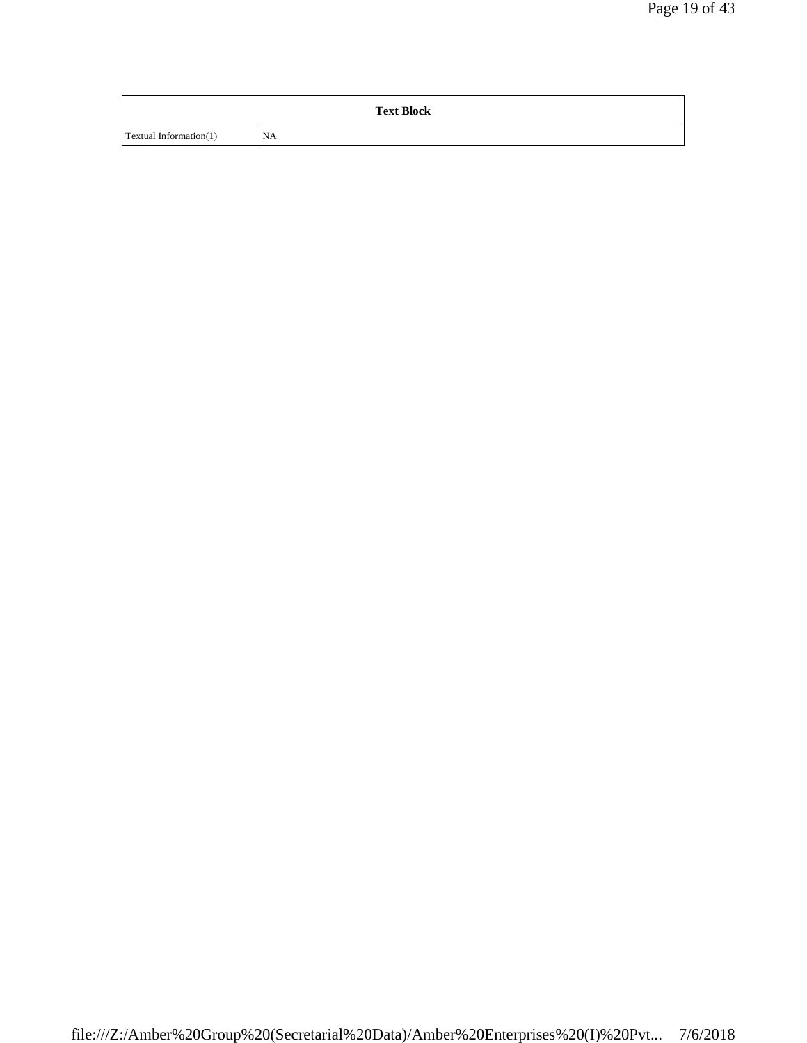| Text Block | |
|---|---|
| Textual Information(1) | NA |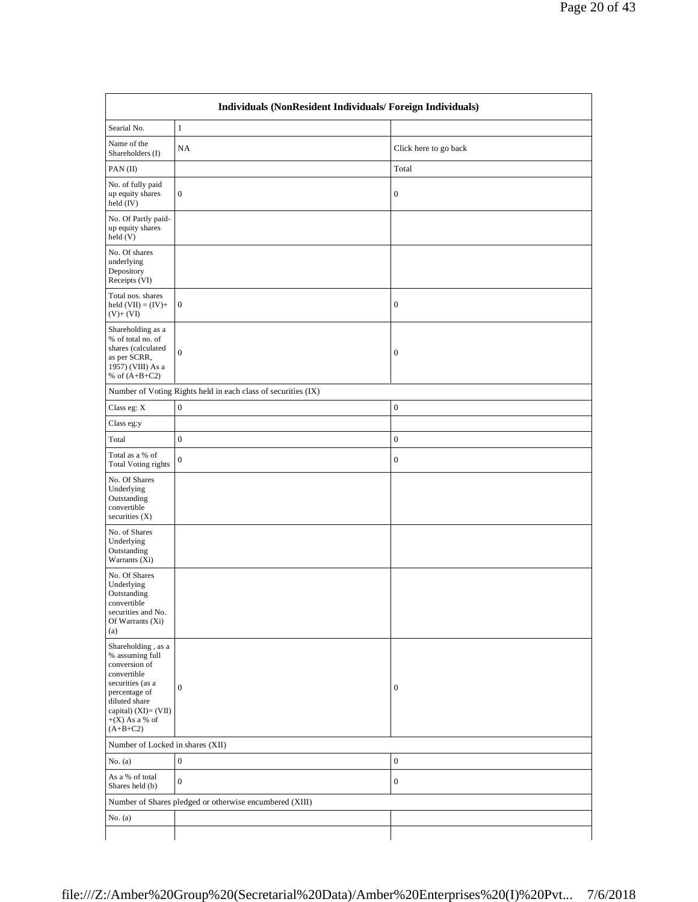| Individuals (NonResident Individuals/ Foreign Individuals) | | |
|---|---|---|
| Searial No. | 1 | |
| Name of the Shareholders (I) | NA | Click here to go back |
| PAN (II) | | Total |
| No. of fully paid up equity shares held (IV) | 0 | 0 |
| No. Of Partly paid-up equity shares held (V) | | |
| No. Of shares underlying Depository Receipts (VI) | | |
| Total nos. shares held (VII) = (IV)+ (V)+ (VI) | 0 | 0 |
| Shareholding as a % of total no. of shares (calculated as per SCRR, 1957) (VIII) As a % of (A+B+C2) | 0 | 0 |
| Number of Voting Rights held in each class of securities (IX) | | |
| Class eg: X | 0 | 0 |
| Class eg:y | | |
| Total | 0 | 0 |
| Total as a % of Total Voting rights | 0 | 0 |
| No. Of Shares Underlying Outstanding convertible securities (X) | | |
| No. of Shares Underlying Outstanding Warrants (Xi) | | |
| No. Of Shares Underlying Outstanding convertible securities and No. Of Warrants (Xi) (a) | | |
| Shareholding , as a % assuming full conversion of convertible securities (as a percentage of diluted share capital) (XI)= (VII) +(X) As a % of (A+B+C2) | 0 | 0 |
| Number of Locked in shares (XII) | | |
| No. (a) | 0 | 0 |
| As a % of total Shares held (b) | 0 | 0 |
| Number of Shares pledged or otherwise encumbered (XIII) | | |
| No. (a) | | |
| | | |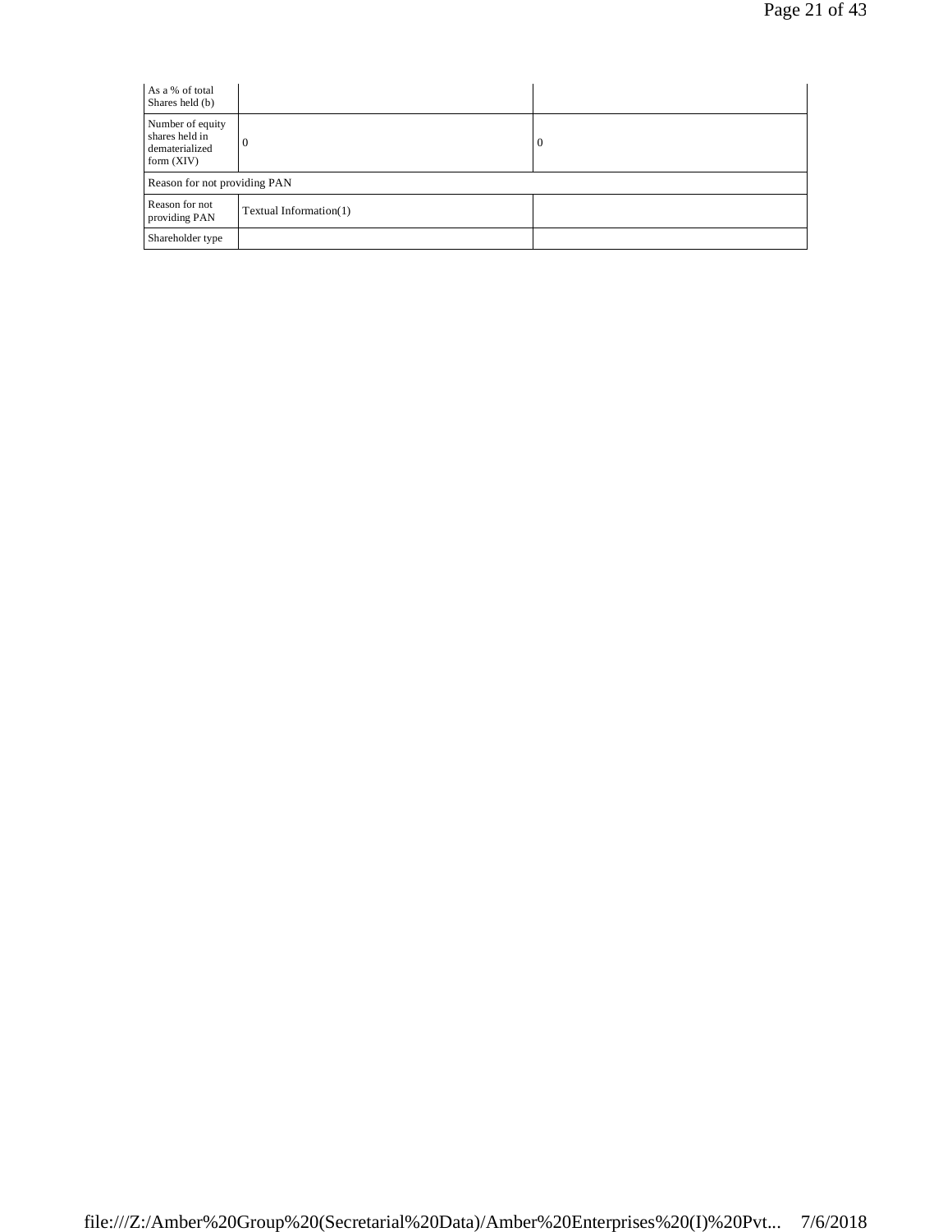| As a % of total Shares held (b) | | |
|---|---|---|
| Number of equity shares held in dematerialized form (XIV) | 0 | 0 |
| Reason for not providing PAN | | |
| Reason for not providing PAN | Textual Information(1) | |
| Shareholder type | | |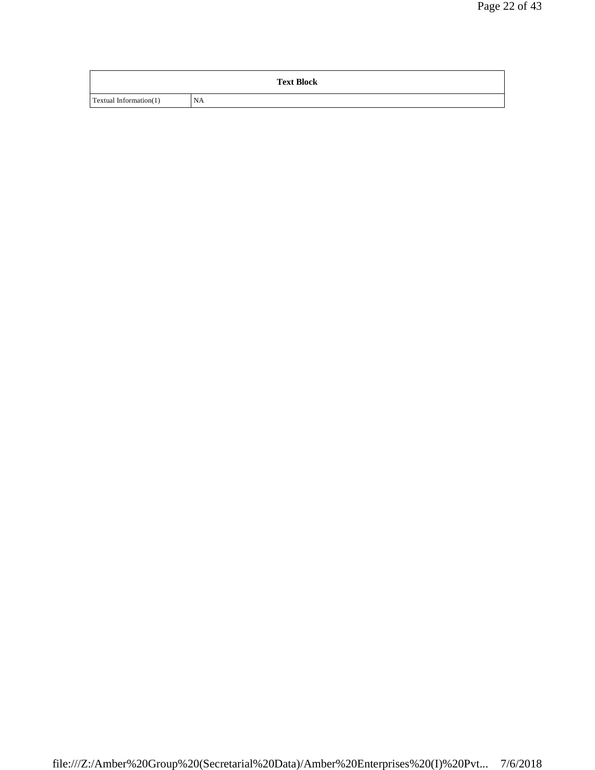| Text Block | |
|---|---|
| Textual Information(1) | NA |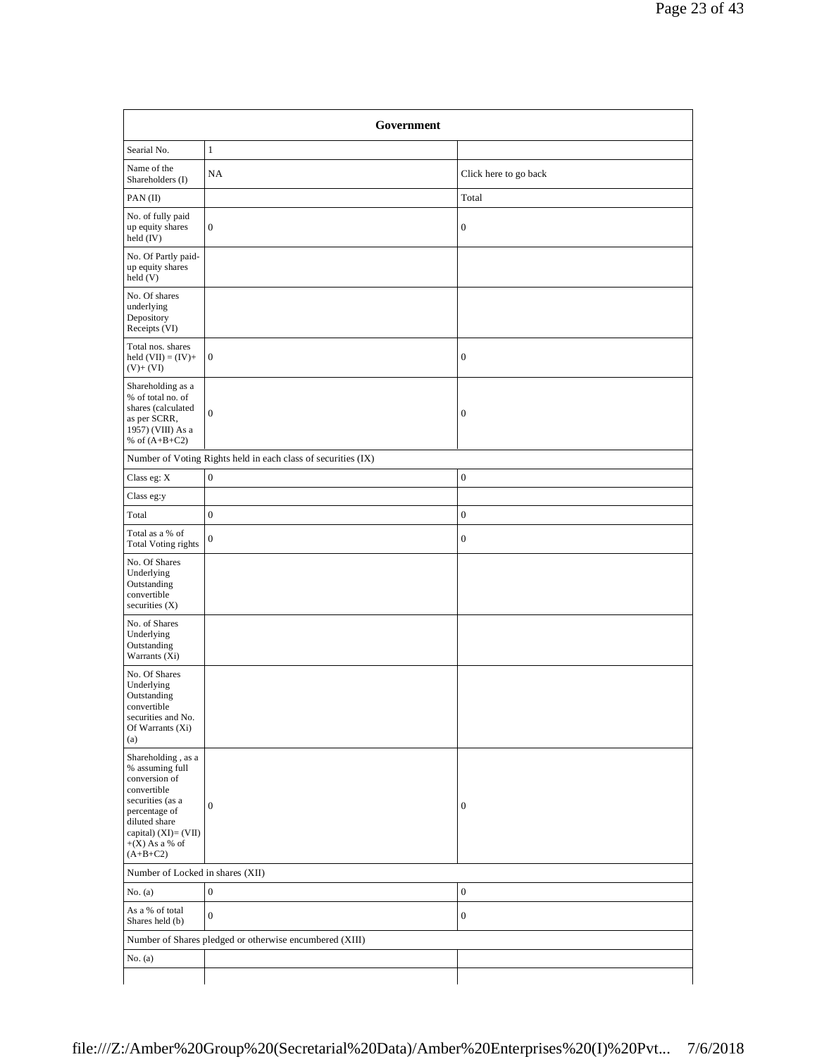| Government | | |
|---|---|---|
| Searial No. | 1 | |
| Name of the Shareholders (I) | NA | Click here to go back |
| PAN (II) | | Total |
| No. of fully paid up equity shares held (IV) | 0 | 0 |
| No. Of Partly paid-up equity shares held (V) | | |
| No. Of shares underlying Depository Receipts (VI) | | |
| Total nos. shares held (VII) = (IV)+(V)+ (VI) | 0 | 0 |
| Shareholding as a % of total no. of shares (calculated as per SCRR, 1957) (VIII) As a % of (A+B+C2) | 0 | 0 |
| Number of Voting Rights held in each class of securities (IX) | | |
| Class eg: X | 0 | 0 |
| Class eg:y | | |
| Total | 0 | 0 |
| Total as a % of Total Voting rights | 0 | 0 |
| No. Of Shares Underlying Outstanding convertible securities (X) | | |
| No. of Shares Underlying Outstanding Warrants (Xi) | | |
| No. Of Shares Underlying Outstanding convertible securities and No. Of Warrants (Xi) (a) | | |
| Shareholding , as a % assuming full conversion of convertible securities (as a percentage of diluted share capital) (XI)= (VII)+(X) As a % of (A+B+C2) | 0 | 0 |
| Number of Locked in shares (XII) | | |
| No. (a) | 0 | 0 |
| As a % of total Shares held (b) | 0 | 0 |
| Number of Shares pledged or otherwise encumbered (XIII) | | |
| No. (a) | | |
| | | |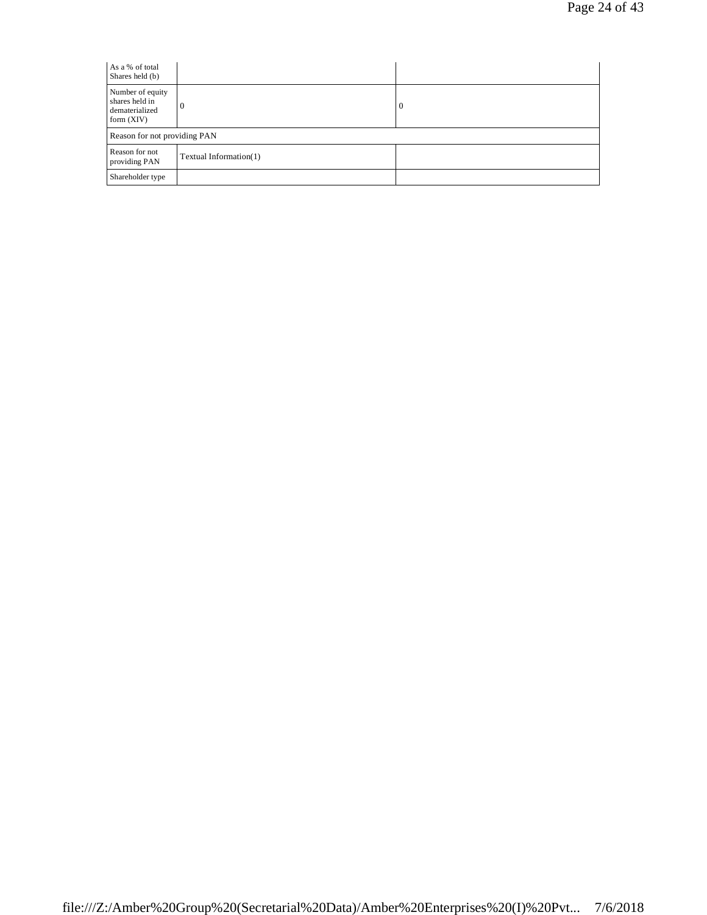| As a % of total Shares held (b) | | |
|---|---|---|
| Number of equity shares held in dematerialized form (XIV) | 0 | 0 |
| Reason for not providing PAN | | |
| Reason for not providing PAN | Textual Information(1) | |
| Shareholder type | | |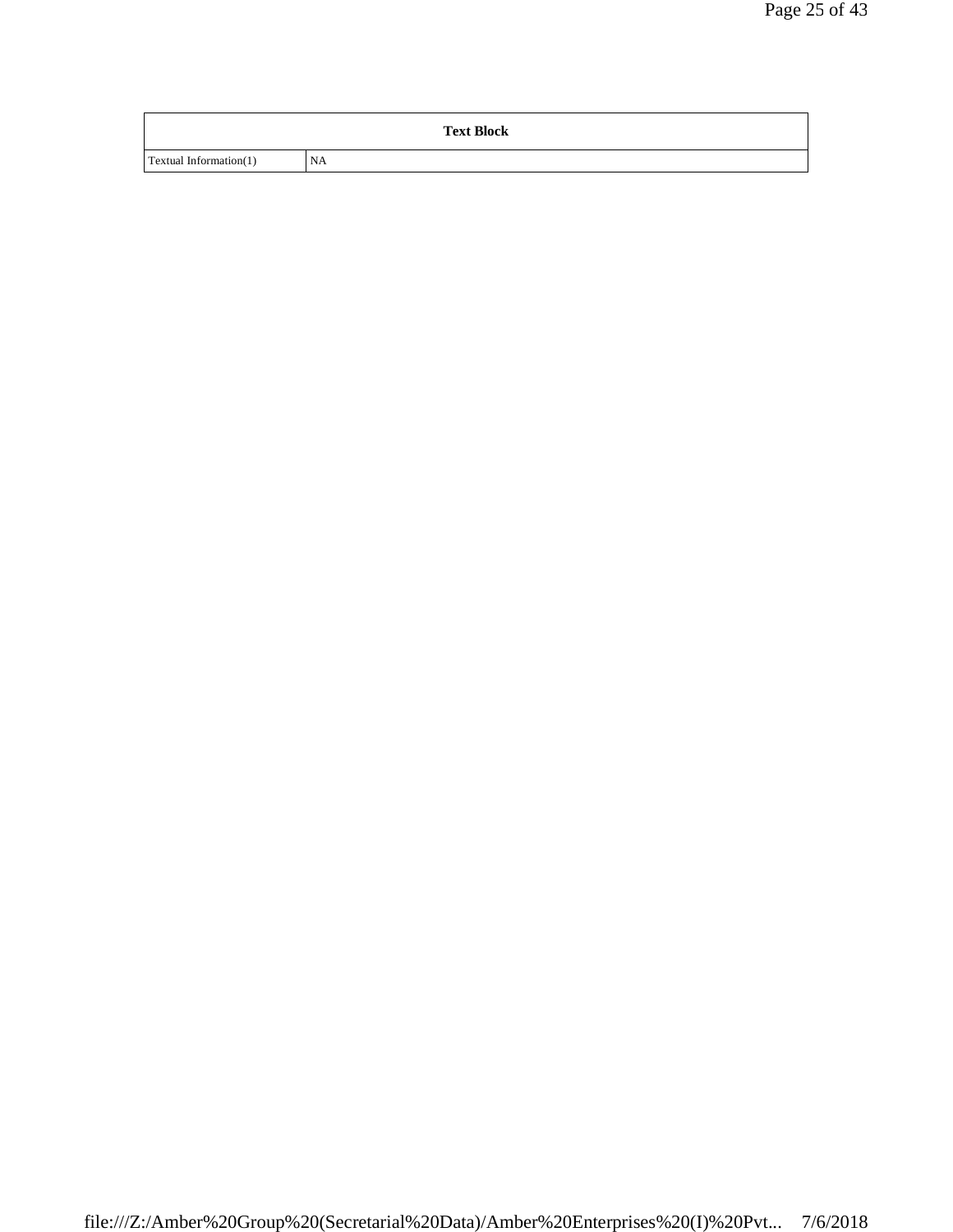| Text Block | |
|---|---|
| Textual Information(1) | NA |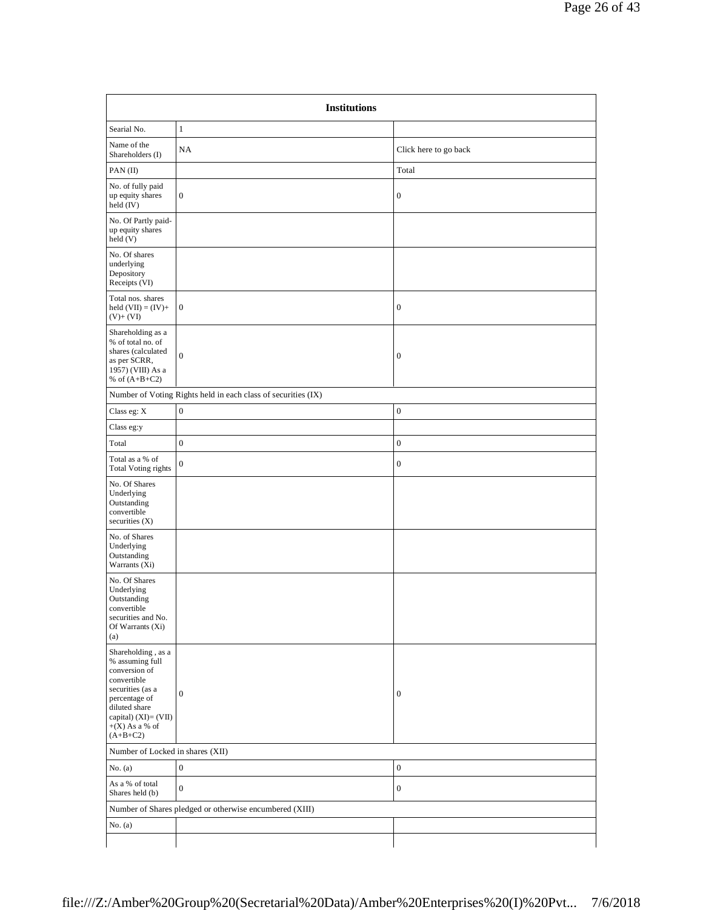| Institutions | | |
|---|---|---|
| Searial No. | 1 | |
| Name of the Shareholders (I) | NA | Click here to go back |
| PAN (II) | | Total |
| No. of fully paid up equity shares held (IV) | 0 | 0 |
| No. Of Partly paid-up equity shares held (V) | | |
| No. Of shares underlying Depository Receipts (VI) | | |
| Total nos. shares held (VII) = (IV)+ (V)+ (VI) | 0 | 0 |
| Shareholding as a % of total no. of shares (calculated as per SCRR, 1957) (VIII) As a % of (A+B+C2) | 0 | 0 |
| Number of Voting Rights held in each class of securities (IX) | | |
| Class eg: X | 0 | 0 |
| Class eg:y | | |
| Total | 0 | 0 |
| Total as a % of Total Voting rights | 0 | 0 |
| No. Of Shares Underlying Outstanding convertible securities (X) | | |
| No. of Shares Underlying Outstanding Warrants (Xi) | | |
| No. Of Shares Underlying Outstanding convertible securities and No. Of Warrants (Xi) (a) | | |
| Shareholding , as a % assuming full conversion of convertible securities (as a percentage of diluted share capital) (XI)= (VII) +(X) As a % of (A+B+C2) | 0 | 0 |
| Number of Locked in shares (XII) | | |
| No. (a) | 0 | 0 |
| As a % of total Shares held (b) | 0 | 0 |
| Number of Shares pledged or otherwise encumbered (XIII) | | |
| No. (a) | | |
| | | |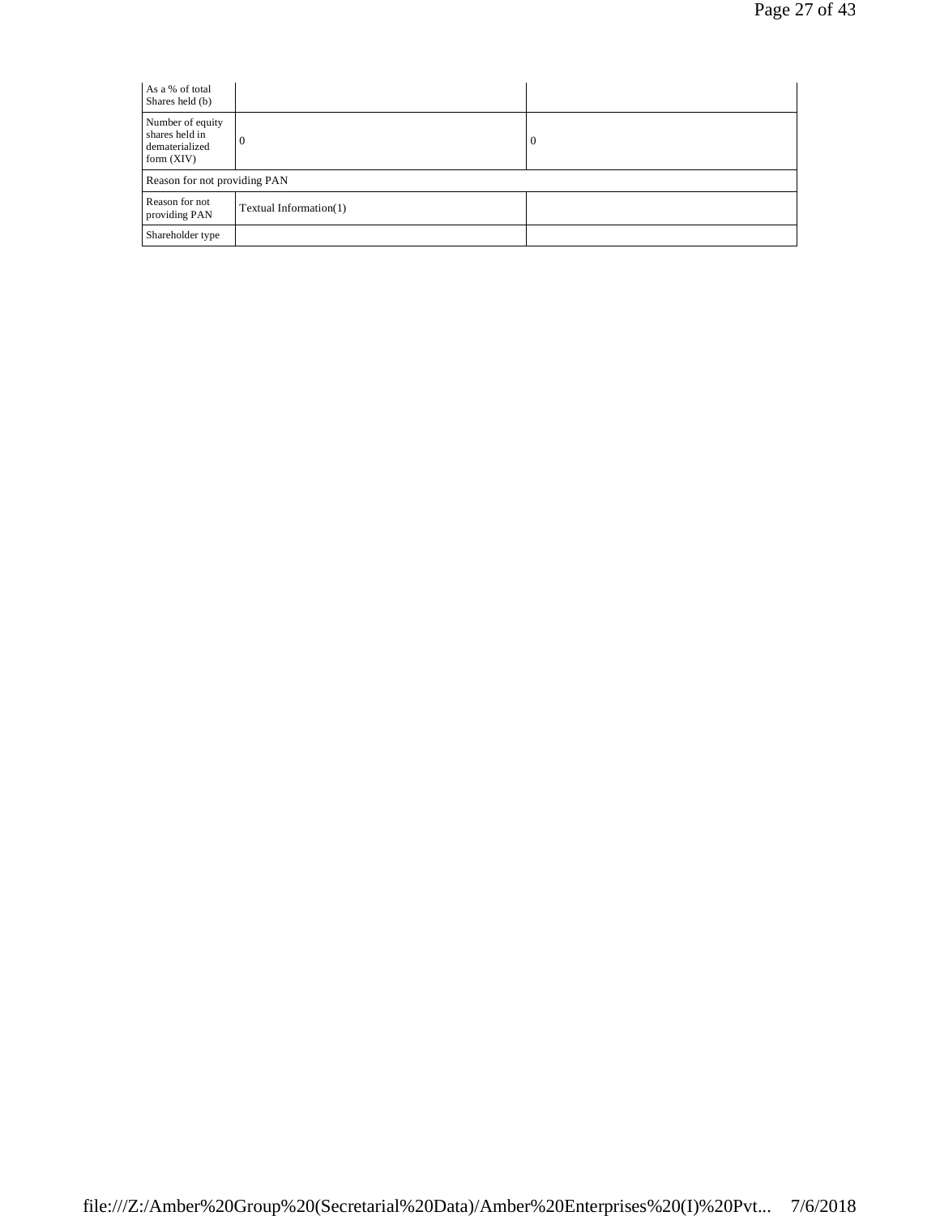| As a % of total Shares held (b) | | |
| --- | --- | --- |
| Number of equity shares held in dematerialized form (XIV) | 0 | 0 |
| Reason for not providing PAN | | |
| Reason for not providing PAN | Textual Information(1) | |
| Shareholder type | | |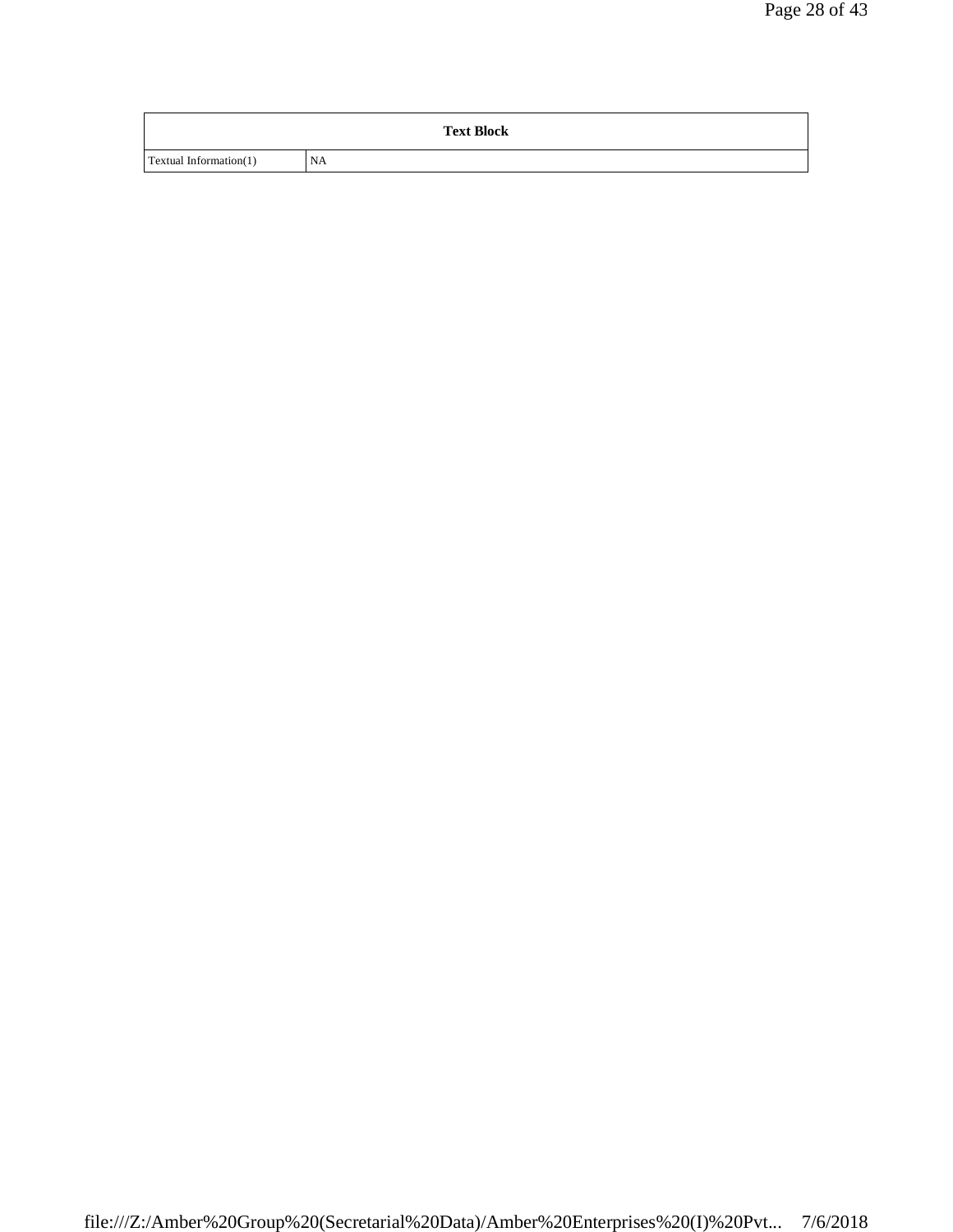| Text Block | |
|---|---|
| Textual Information(1) | NA |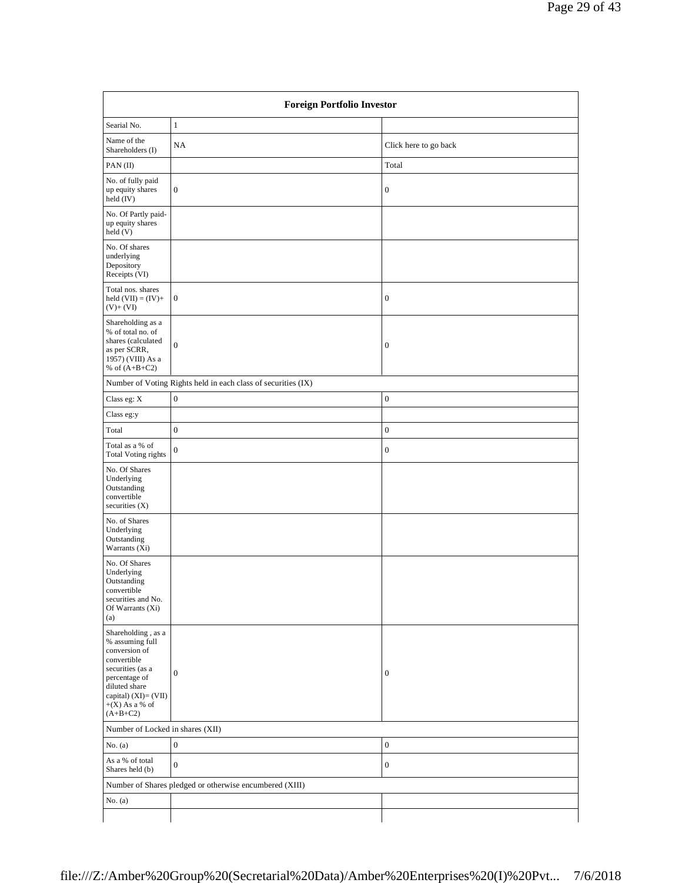| Foreign Portfolio Investor | | |
|---|---|---|
| Searial No. | 1 | |
| Name of the Shareholders (I) | NA | Click here to go back |
| PAN (II) | | Total |
| No. of fully paid up equity shares held (IV) | 0 | 0 |
| No. Of Partly paid-up equity shares held (V) | | |
| No. Of shares underlying Depository Receipts (VI) | | |
| Total nos. shares held (VII) = (IV)+ (V)+ (VI) | 0 | 0 |
| Shareholding as a % of total no. of shares (calculated as per SCRR, 1957) (VIII) As a % of (A+B+C2) | 0 | 0 |
| Number of Voting Rights held in each class of securities (IX) | | |
| Class eg: X | 0 | 0 |
| Class eg:y | | |
| Total | 0 | 0 |
| Total as a % of Total Voting rights | 0 | 0 |
| No. Of Shares Underlying Outstanding convertible securities (X) | | |
| No. of Shares Underlying Outstanding Warrants (Xi) | | |
| No. Of Shares Underlying Outstanding convertible securities and No. Of Warrants (Xi) (a) | | |
| Shareholding , as a % assuming full conversion of convertible securities (as a percentage of diluted share capital) (XI)= (VII) +(X) As a % of (A+B+C2) | 0 | 0 |
| Number of Locked in shares (XII) | | |
| No. (a) | 0 | 0 |
| As a % of total Shares held (b) | 0 | 0 |
| Number of Shares pledged or otherwise encumbered (XIII) | | |
| No. (a) | | |
| | | |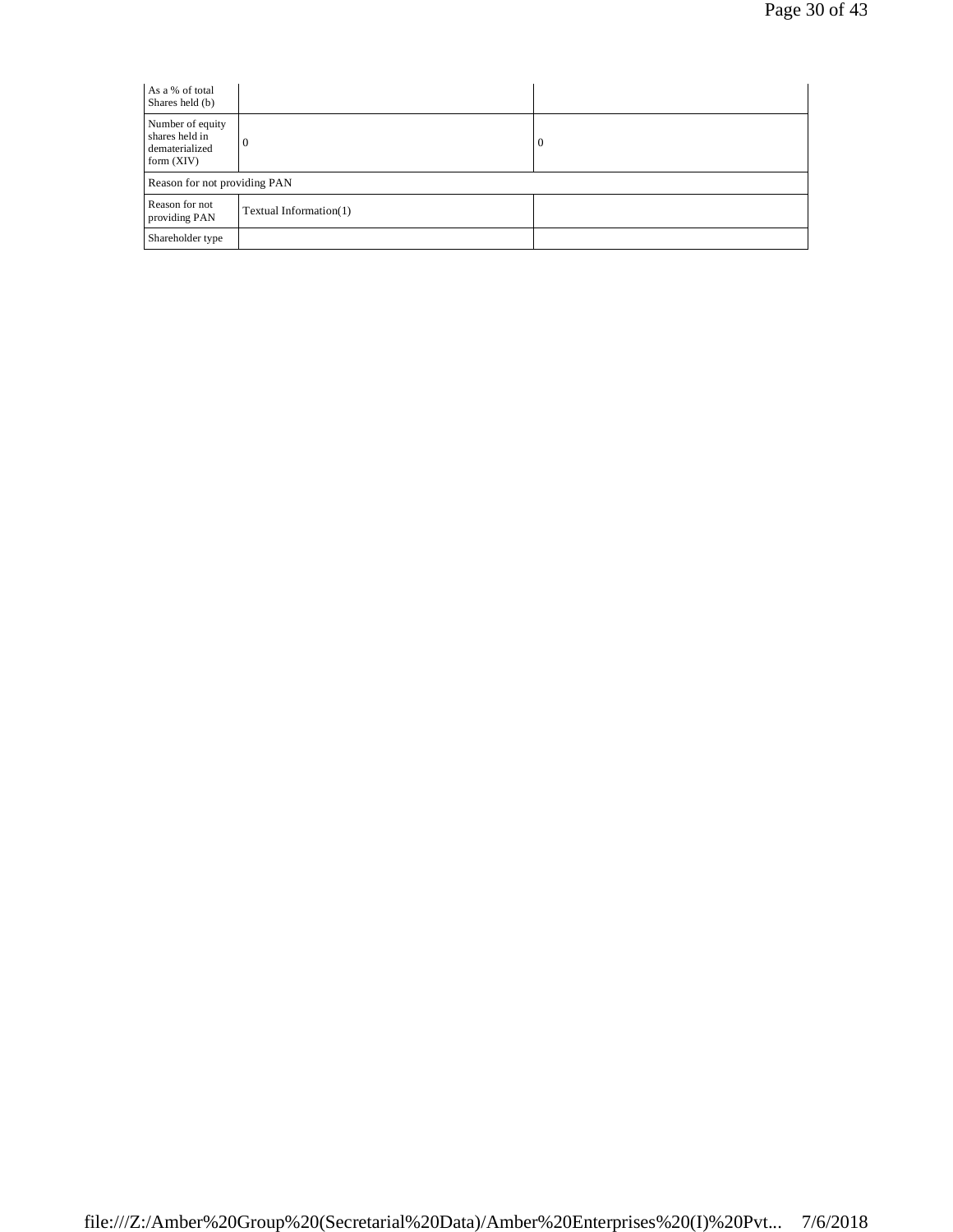| | | |
|---|---|---|
| As a % of total Shares held (b) | | |
| Number of equity shares held in dematerialized form (XIV) | 0 | 0 |
| Reason for not providing PAN | | |
| Reason for not providing PAN | Textual Information(1) | |
| Shareholder type | | |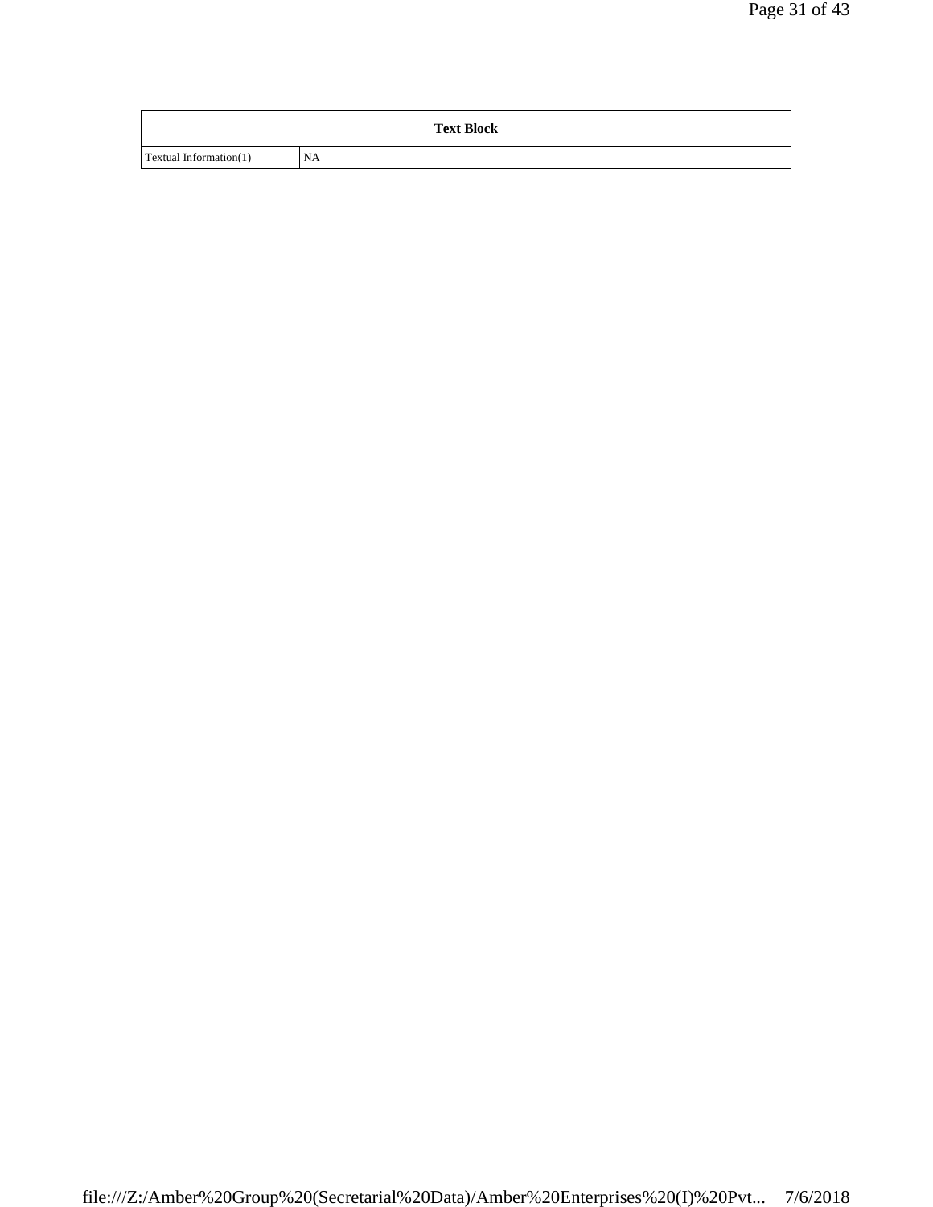| Text Block | |
|---|---|
| Textual Information(1) | NA |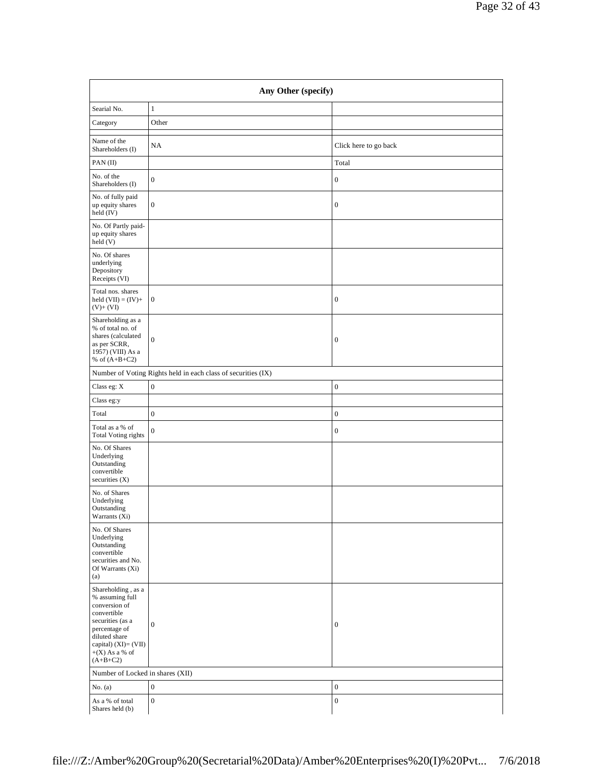| Any Other (specify) | | |
|---|---|---|
| Searial No. | 1 | |
| Category | Other | |
| Name of the Shareholders (I) | NA | Click here to go back |
| PAN (II) | | Total |
| No. of the Shareholders (I) | 0 | 0 |
| No. of fully paid up equity shares held (IV) | 0 | 0 |
| No. Of Partly paid-up equity shares held (V) | | |
| No. Of shares underlying Depository Receipts (VI) | | |
| Total nos. shares held (VII) = (IV)+ (V)+ (VI) | 0 | 0 |
| Shareholding as a % of total no. of shares (calculated as per SCRR, 1957) (VIII) As a % of (A+B+C2) | 0 | 0 |
| Number of Voting Rights held in each class of securities (IX) | | |
| Class eg: X | 0 | 0 |
| Class eg:y | | |
| Total | 0 | 0 |
| Total as a % of Total Voting rights | 0 | 0 |
| No. Of Shares Underlying Outstanding convertible securities (X) | | |
| No. of Shares Underlying Outstanding Warrants (Xi) | | |
| No. Of Shares Underlying Outstanding convertible securities and No. Of Warrants (Xi) (a) | | |
| Shareholding , as a % assuming full conversion of convertible securities (as a percentage of diluted share capital) (XI)= (VII)+(X) As a % of (A+B+C2) | 0 | 0 |
| Number of Locked in shares (XII) | | |
| No. (a) | 0 | 0 |
| As a % of total Shares held (b) | 0 | 0 |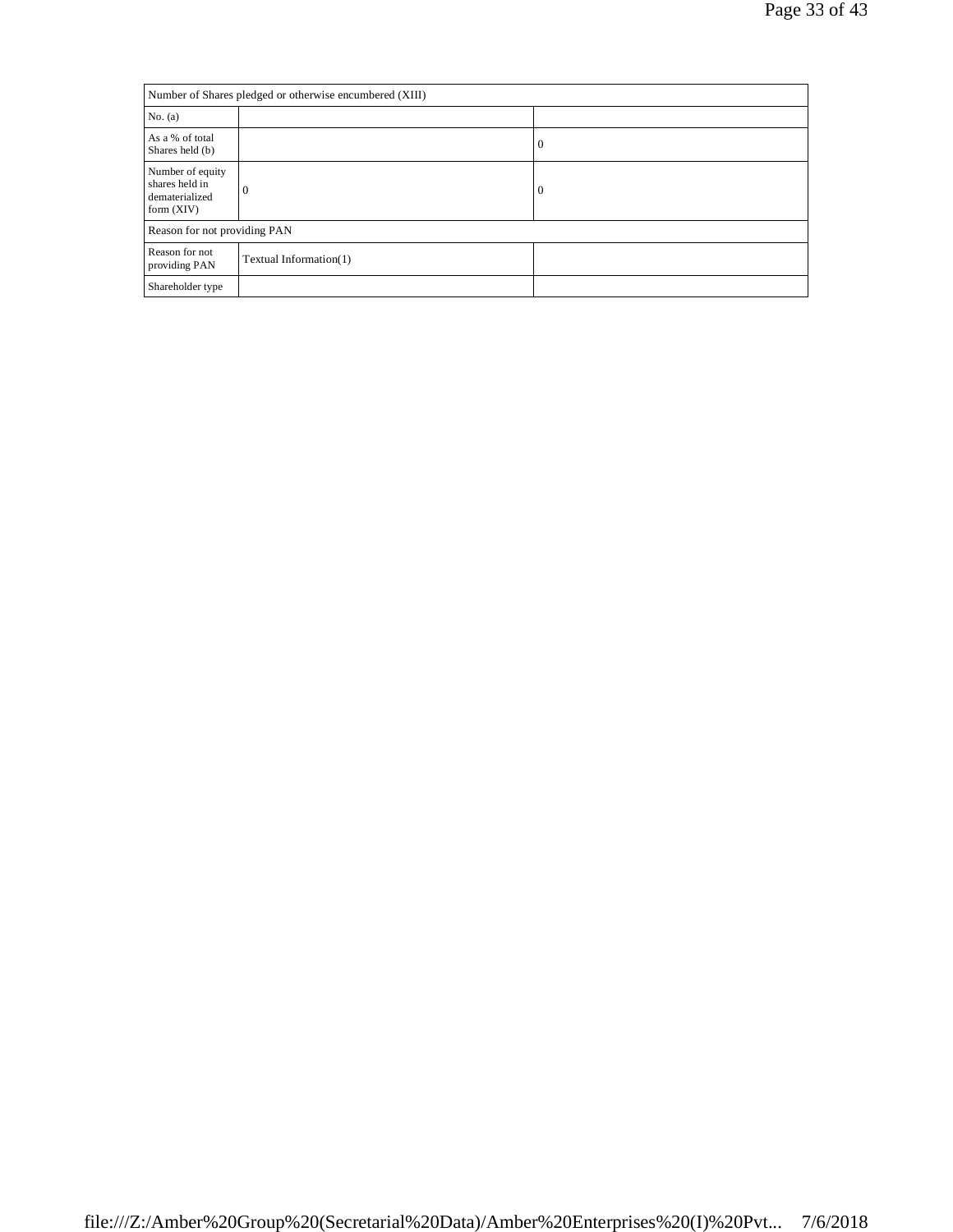| Number of Shares pledged or otherwise encumbered (XIII) | | |
|---|---|---|
| No. (a) | | |
| As a % of total Shares held (b) | | 0 |
| Number of equity shares held in dematerialized form (XIV) | 0 | 0 |
| Reason for not providing PAN | | |
| Reason for not providing PAN | Textual Information(1) | |
| Shareholder type | | |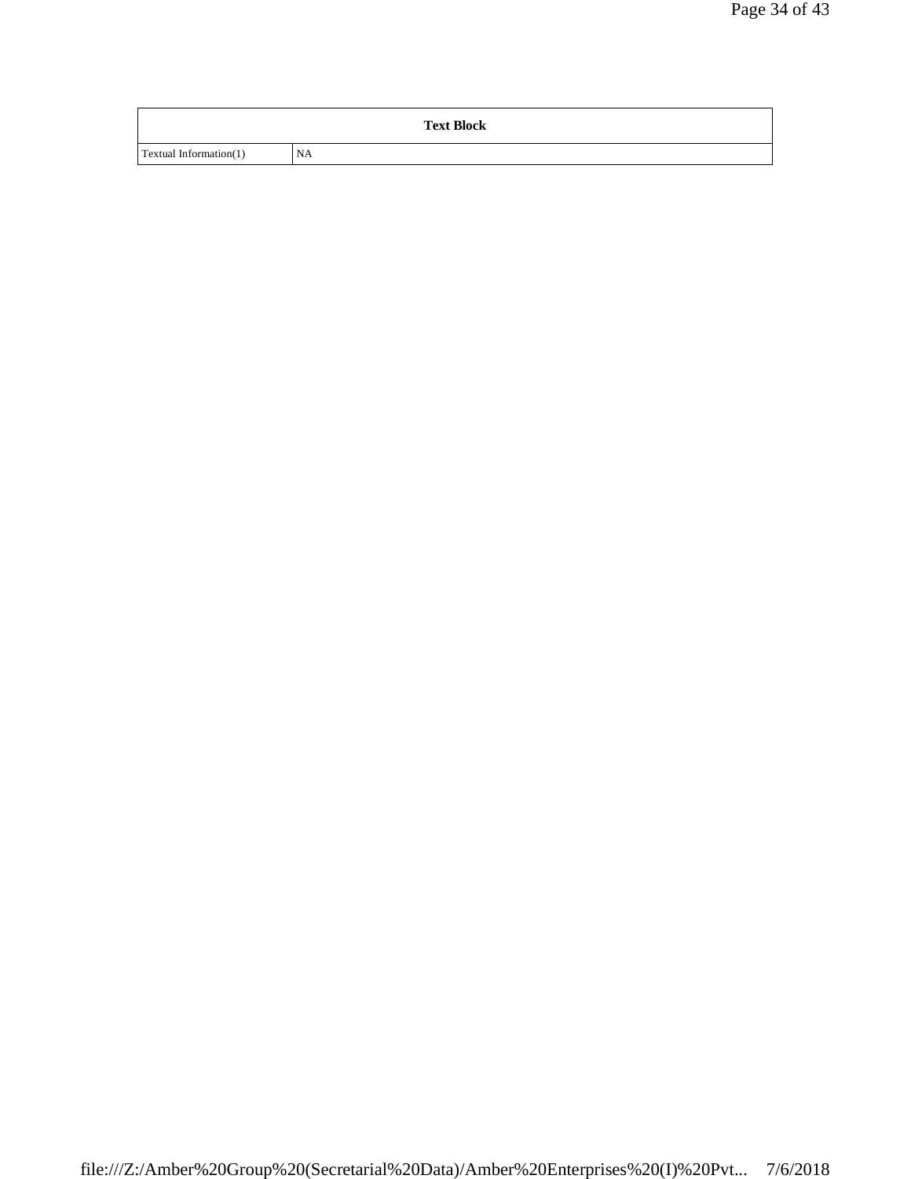| Text Block | |
|---|---|
| Textual Information(1) | NA |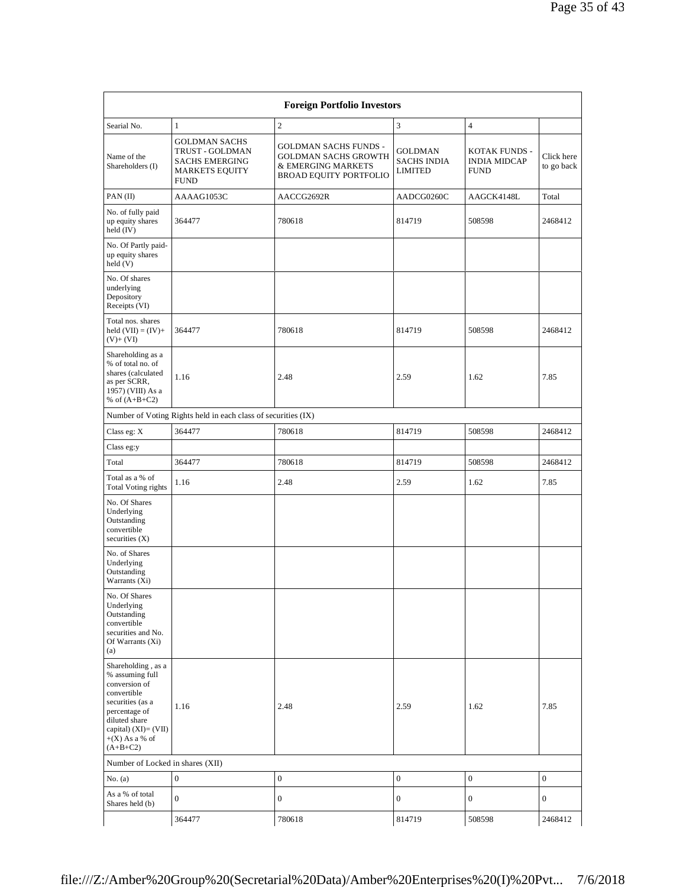| Foreign Portfolio Investors | | | | | |
|---|---|---|---|---|---|
| Searial No. | 1 | 2 | 3 | 4 | |
| Name of the Shareholders (I) | GOLDMAN SACHS TRUST - GOLDMAN SACHS EMERGING MARKETS EQUITY FUND | GOLDMAN SACHS FUNDS - GOLDMAN SACHS GROWTH & EMERGING MARKETS BROAD EQUITY PORTFOLIO | GOLDMAN SACHS INDIA LIMITED | KOTAK FUNDS - INDIA MIDCAP FUND | Click here to go back |
| PAN (II) | AAAAG1053C | AACCG2692R | AADCG0260C | AAGCK4148L | Total |
| No. of fully paid up equity shares held (IV) | 364477 | 780618 | 814719 | 508598 | 2468412 |
| No. Of Partly paid-up equity shares held (V) | | | | | |
| No. Of shares underlying Depository Receipts (VI) | | | | | |
| Total nos. shares held (VII) = (IV)+ (V)+ (VI) | 364477 | 780618 | 814719 | 508598 | 2468412 |
| Shareholding as a % of total no. of shares (calculated as per SCRR, 1957) (VIII) As a % of (A+B+C2) | 1.16 | 2.48 | 2.59 | 1.62 | 7.85 |
| Number of Voting Rights held in each class of securities (IX) | | | | | |
| Class eg: X | 364477 | 780618 | 814719 | 508598 | 2468412 |
| Class eg:y | | | | | |
| Total | 364477 | 780618 | 814719 | 508598 | 2468412 |
| Total as a % of Total Voting rights | 1.16 | 2.48 | 2.59 | 1.62 | 7.85 |
| No. Of Shares Underlying Outstanding convertible securities (X) | | | | | |
| No. of Shares Underlying Outstanding Warrants (Xi) | | | | | |
| No. Of Shares Underlying Outstanding convertible securities and No. Of Warrants (Xi) (a) | | | | | |
| Shareholding , as a % assuming full conversion of convertible securities (as a percentage of diluted share capital) (XI)= (VII) +(X) As a % of (A+B+C2) | 1.16 | 2.48 | 2.59 | 1.62 | 7.85 |
| Number of Locked in shares (XII) | | | | | |
| No. (a) | 0 | 0 | 0 | 0 | 0 |
| As a % of total Shares held (b) | 0 | 0 | 0 | 0 | 0 |
| | 364477 | 780618 | 814719 | 508598 | 2468412 |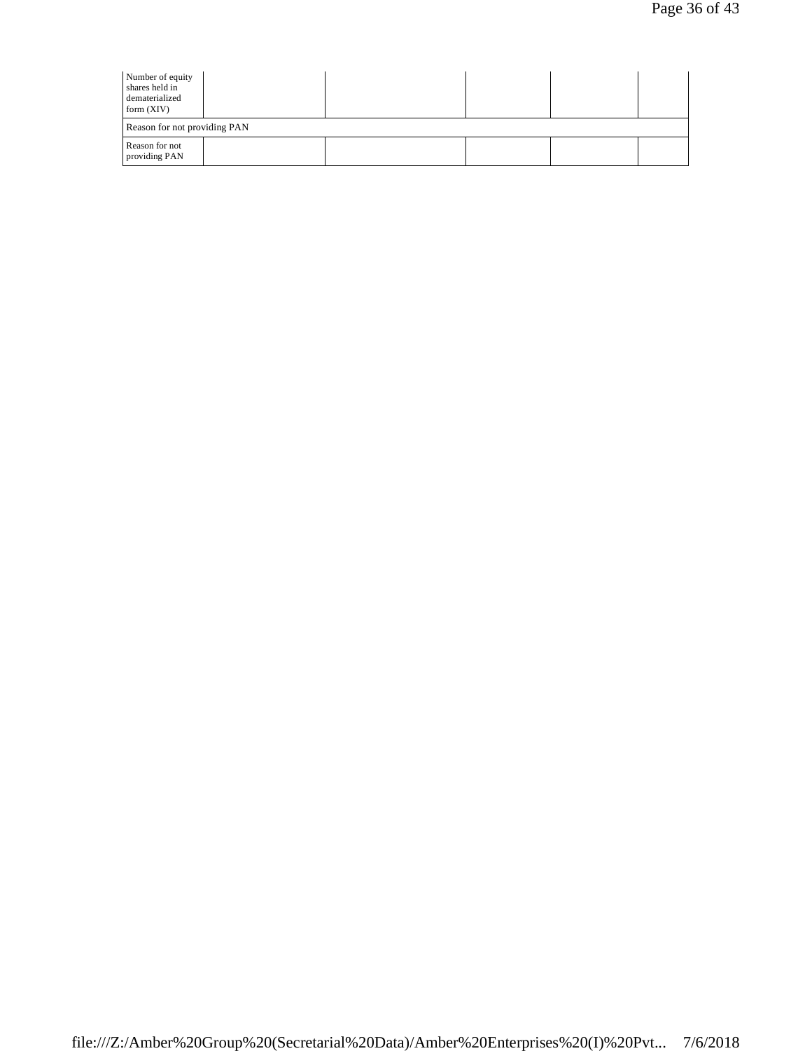| Number of equity shares held in dematerialized form (XIV) | | | | | |
|---|---|---|---|---|---|
| Reason for not providing PAN | | | | | |
| Reason for not providing PAN | | | | | |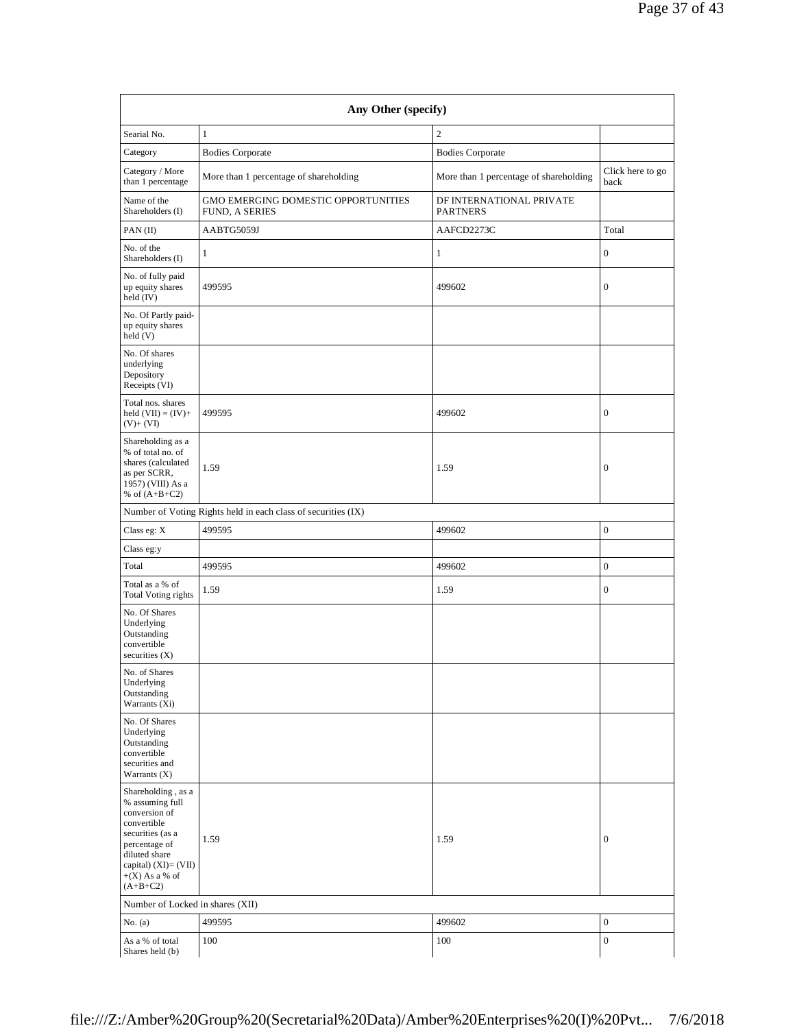| Any Other (specify) | | | |
|---|---|---|---|
| Searial No. | 1 | 2 | |
| Category | Bodies Corporate | Bodies Corporate | |
| Category / More than 1 percentage | More than 1 percentage of shareholding | More than 1 percentage of shareholding | Click here to go back |
| Name of the Shareholders (I) | GMO EMERGING DOMESTIC OPPORTUNITIES FUND, A SERIES | DF INTERNATIONAL PRIVATE PARTNERS | |
| PAN (II) | AABTG5059J | AAFCD2273C | Total |
| No. of the Shareholders (I) | 1 | 1 | 0 |
| No. of fully paid up equity shares held (IV) | 499595 | 499602 | 0 |
| No. Of Partly paid-up equity shares held (V) | | | |
| No. Of shares underlying Depository Receipts (VI) | | | |
| Total nos. shares held (VII) = (IV)+(V)+ (VI) | 499595 | 499602 | 0 |
| Shareholding as a % of total no. of shares (calculated as per SCRR, 1957) (VIII) As a % of (A+B+C2) | 1.59 | 1.59 | 0 |
| Number of Voting Rights held in each class of securities (IX) | | | |
| Class eg: X | 499595 | 499602 | 0 |
| Class eg:y | | | |
| Total | 499595 | 499602 | 0 |
| Total as a % of Total Voting rights | 1.59 | 1.59 | 0 |
| No. Of Shares Underlying Outstanding convertible securities (X) | | | |
| No. of Shares Underlying Outstanding Warrants (Xi) | | | |
| No. Of Shares Underlying Outstanding convertible securities and Warrants (X) | | | |
| Shareholding , as a % assuming full conversion of convertible securities (as a percentage of diluted share capital) (XI)= (VII)+(X) As a % of (A+B+C2) | 1.59 | 1.59 | 0 |
| Number of Locked in shares (XII) | | | |
| No. (a) | 499595 | 499602 | 0 |
| As a % of total Shares held (b) | 100 | 100 | 0 |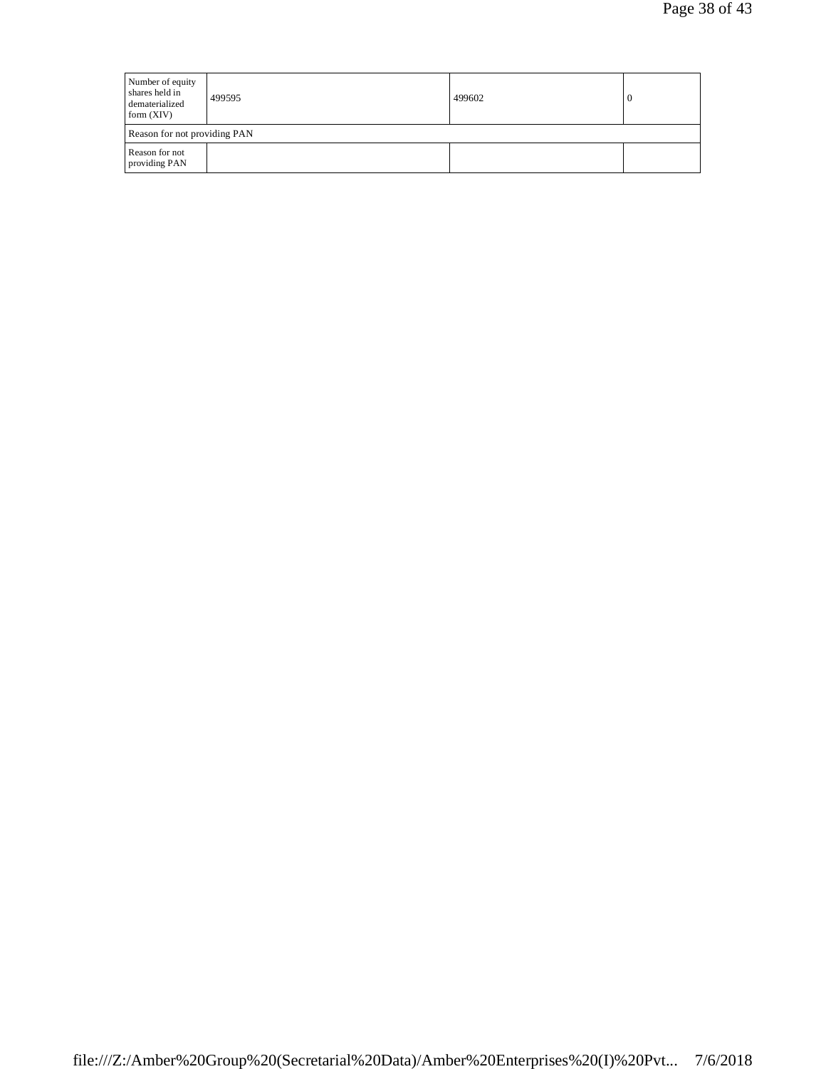| Number of equity shares held in dematerialized form (XIV) | 499595 | 499602 | 0 |
|---|---|---|---|
| Reason for not providing PAN | | | |
| Reason for not providing PAN | | | |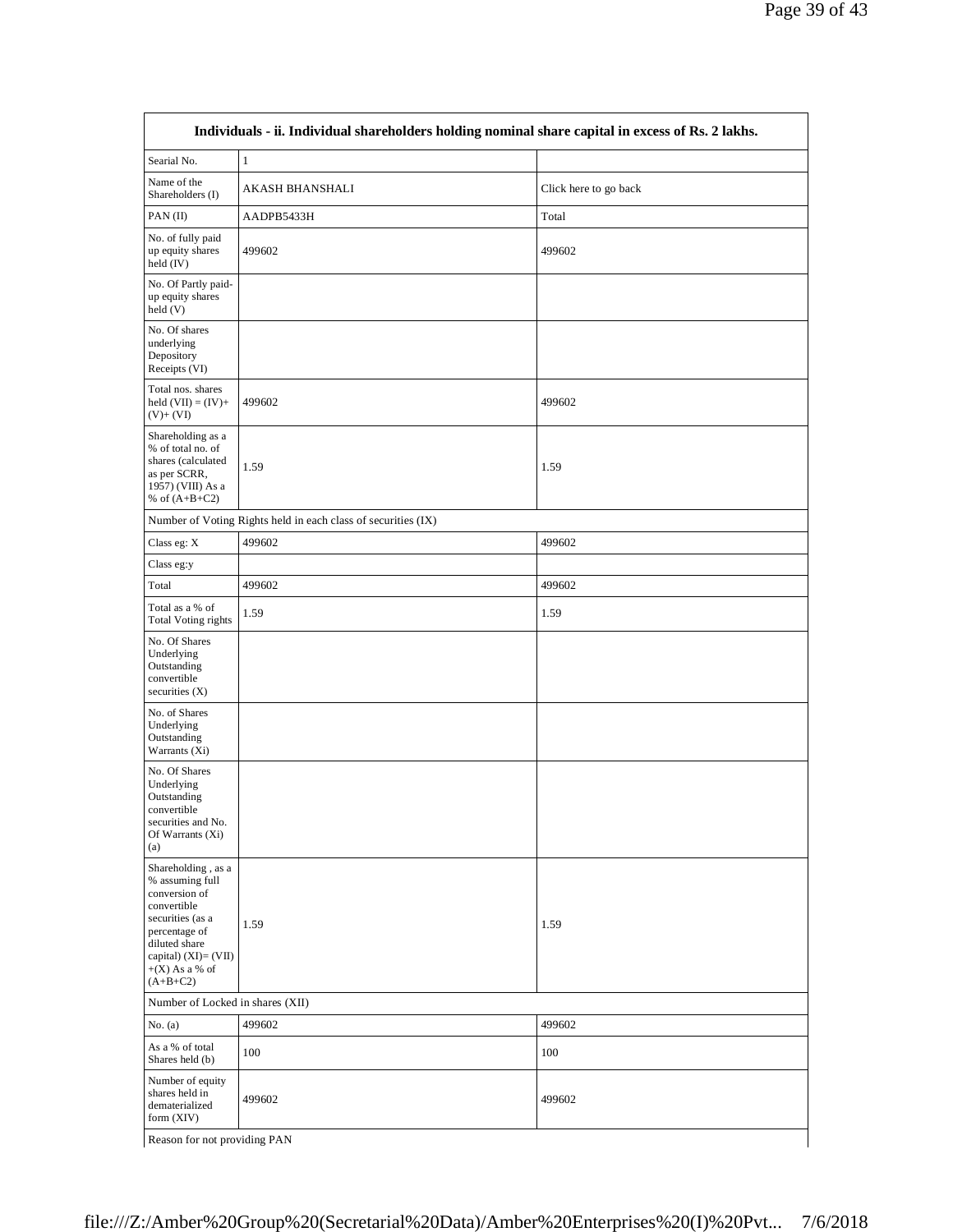| Individuals - ii. Individual shareholders holding nominal share capital in excess of Rs. 2 lakhs. | | |
|---|---|---|
| Searial No. | 1 | |
| Name of the Shareholders (I) | AKASH BHANSHALI | Click here to go back |
| PAN (II) | AADPB5433H | Total |
| No. of fully paid up equity shares held (IV) | 499602 | 499602 |
| No. Of Partly paid-up equity shares held (V) | | |
| No. Of shares underlying Depository Receipts (VI) | | |
| Total nos. shares held (VII) = (IV)+ (V)+ (VI) | 499602 | 499602 |
| Shareholding as a % of total no. of shares (calculated as per SCRR, 1957) (VIII) As a % of (A+B+C2) | 1.59 | 1.59 |
| Number of Voting Rights held in each class of securities (IX) | | |
| Class eg: X | 499602 | 499602 |
| Class eg:y | | |
| Total | 499602 | 499602 |
| Total as a % of Total Voting rights | 1.59 | 1.59 |
| No. Of Shares Underlying Outstanding convertible securities (X) | | |
| No. of Shares Underlying Outstanding Warrants (Xi) | | |
| No. Of Shares Underlying Outstanding convertible securities and No. Of Warrants (Xi) (a) | | |
| Shareholding , as a % assuming full conversion of convertible securities (as a percentage of diluted share capital) (XI)= (VII) +(X) As a % of (A+B+C2) | 1.59 | 1.59 |
| Number of Locked in shares (XII) | | |
| No. (a) | 499602 | 499602 |
| As a % of total Shares held (b) | 100 | 100 |
| Number of equity shares held in dematerialized form (XIV) | 499602 | 499602 |
| Reason for not providing PAN | | |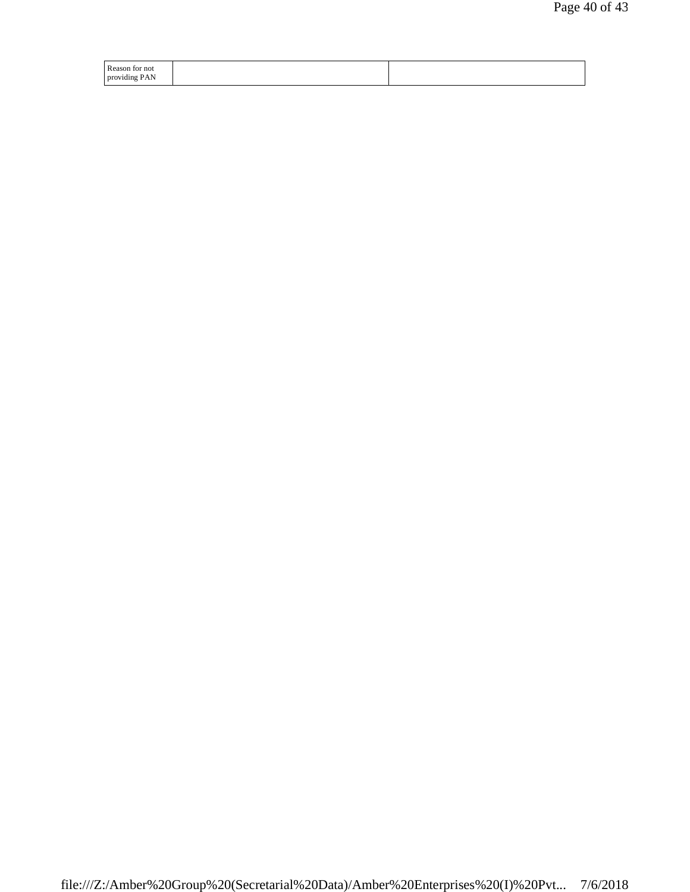| Reason for not providing PAN | | |
|---|---|---|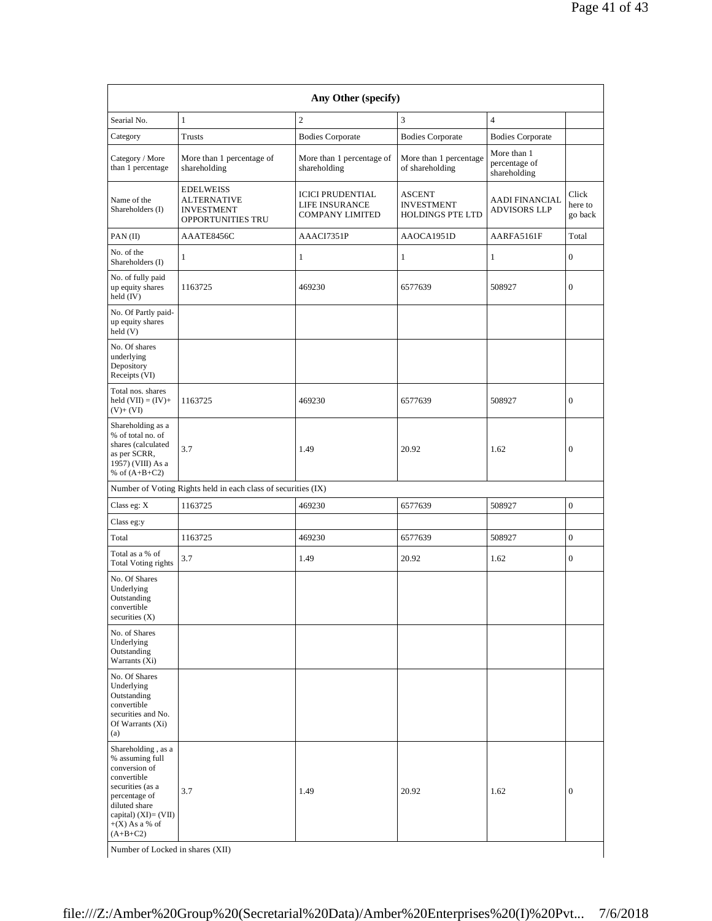| Any Other (specify) | | | | | |
|---|---|---|---|---|---|
| Searial No. | 1 | 2 | 3 | 4 | |
| Category | Trusts | Bodies Corporate | Bodies Corporate | Bodies Corporate | |
| Category / More than 1 percentage | More than 1 percentage of shareholding | More than 1 percentage of shareholding | More than 1 percentage of shareholding | More than 1 percentage of shareholding | |
| Name of the Shareholders (I) | EDELWEISS ALTERNATIVE INVESTMENT OPPORTUNITIES TRU | ICICI PRUDENTIAL LIFE INSURANCE COMPANY LIMITED | ASCENT INVESTMENT HOLDINGS PTE LTD | AADI FINANCIAL ADVISORS LLP | Click here to go back |
| PAN (II) | AAATE8456C | AAACI7351P | AAOCA1951D | AARFA5161F | Total |
| No. of the Shareholders (I) | 1 | 1 | 1 | 1 | 0 |
| No. of fully paid up equity shares held (IV) | 1163725 | 469230 | 6577639 | 508927 | 0 |
| No. Of Partly paid-up equity shares held (V) | | | | | |
| No. Of shares underlying Depository Receipts (VI) | | | | | |
| Total nos. shares held (VII) = (IV)+(V)+ (VI) | 1163725 | 469230 | 6577639 | 508927 | 0 |
| Shareholding as a % of total no. of shares (calculated as per SCRR, 1957) (VIII) As a % of (A+B+C2) | 3.7 | 1.49 | 20.92 | 1.62 | 0 |
| Number of Voting Rights held in each class of securities (IX) | | | | | |
| Class eg: X | 1163725 | 469230 | 6577639 | 508927 | 0 |
| Class eg:y | | | | | |
| Total | 1163725 | 469230 | 6577639 | 508927 | 0 |
| Total as a % of Total Voting rights | 3.7 | 1.49 | 20.92 | 1.62 | 0 |
| No. Of Shares Underlying Outstanding convertible securities (X) | | | | | |
| No. of Shares Underlying Outstanding Warrants (Xi) | | | | | |
| No. Of Shares Underlying Outstanding convertible securities and No. Of Warrants (Xi) (a) | | | | | |
| Shareholding , as a % assuming full conversion of convertible securities (as a percentage of diluted share capital) (XI)= (VII)+(X) As a % of (A+B+C2) | 3.7 | 1.49 | 20.92 | 1.62 | 0 |
| Number of Locked in shares (XII) | | | | | |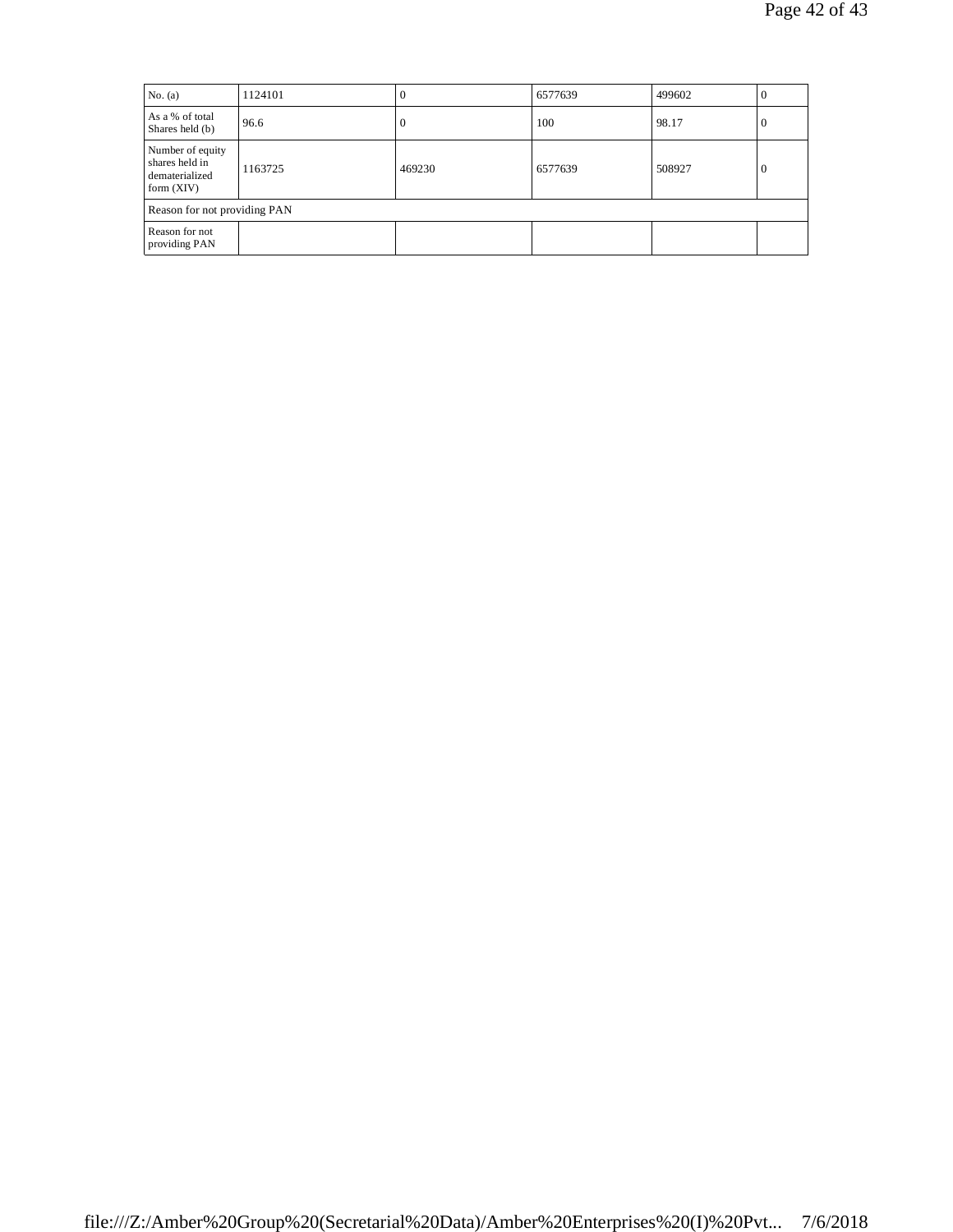| No. (a) | 1124101 | 0 | 6577639 | 499602 | 0 |
|---|---|---|---|---|---|
| As a % of total Shares held (b) | 96.6 | 0 | 100 | 98.17 | 0 |
| Number of equity shares held in dematerialized form (XIV) | 1163725 | 469230 | 6577639 | 508927 | 0 |
| Reason for not providing PAN | | | | | |
| Reason for not providing PAN | | | | | |